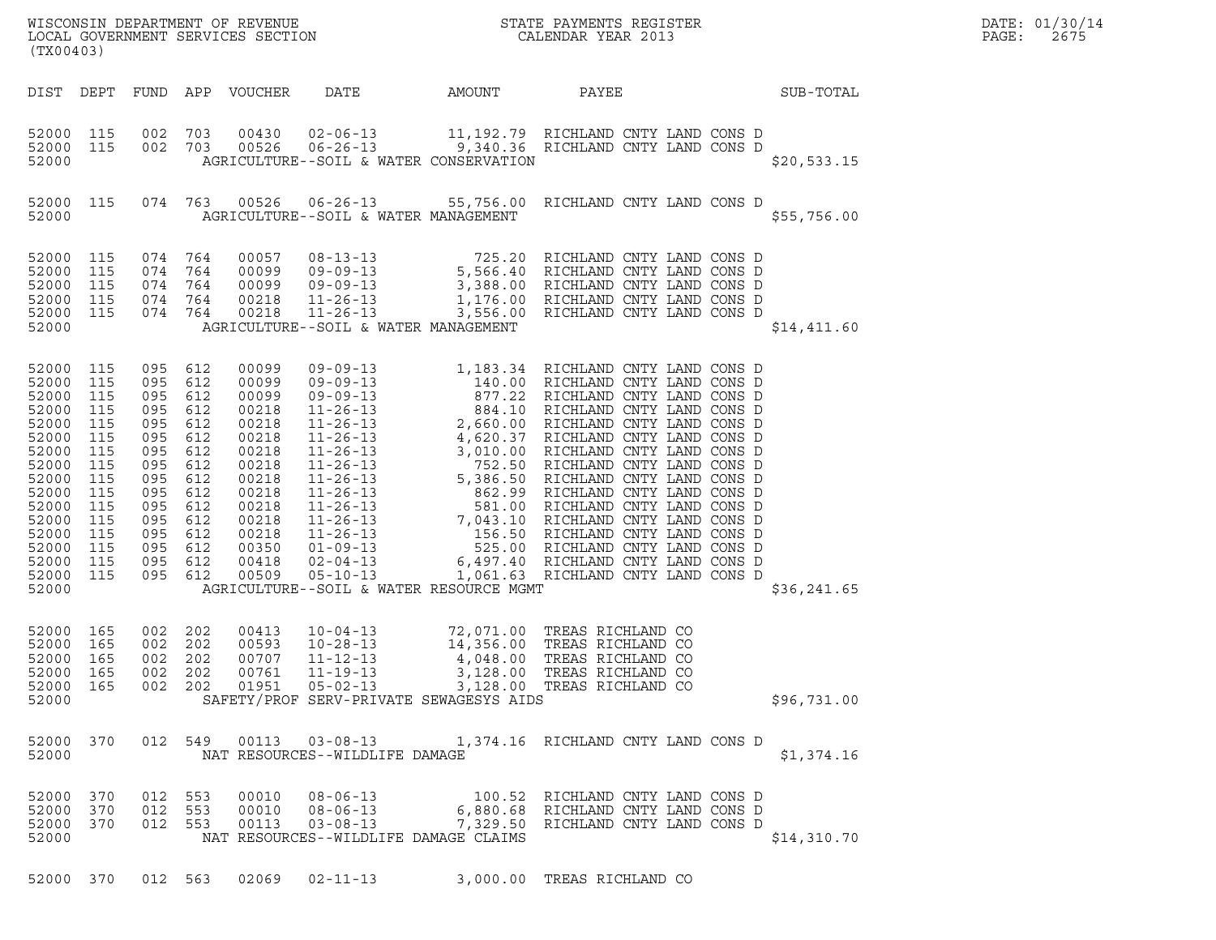WISCONSIN DEPARTMENT OF REVENUE
LOCAL GOVERNMENT SERVICES SECTION
(TX00403)

STATE PAYMENTS REGISTER
CALENDAR YEAR 2013

DATE: 01/30/14
PAGE: 2675

| DIST | DEPT | FUND | APP | VOUCHER | DATE | AMOUNT | PAYEE | SUB-TOTAL |
|---|---|---|---|---|---|---|---|---|
| 52000 | 115 | 002 | 703 | 00430 | 02-06-13 | 11,192.79 | RICHLAND CNTY LAND CONS D | |
| 52000 | 115 | 002 | 703 | 00526 | 06-26-13 | 9,340.36 | RICHLAND CNTY LAND CONS D | |
| 52000 | | | | | AGRICULTURE--SOIL & WATER CONSERVATION | | | $20,533.15 |
| 52000 | 115 | 074 | 763 | 00526 | 06-26-13 | 55,756.00 | RICHLAND CNTY LAND CONS D | |
| 52000 | | | | | AGRICULTURE--SOIL & WATER MANAGEMENT | | | $55,756.00 |
| 52000 | 115 | 074 | 764 | 00057 | 08-13-13 | 725.20 | RICHLAND CNTY LAND CONS D | |
| 52000 | 115 | 074 | 764 | 00099 | 09-09-13 | 5,566.40 | RICHLAND CNTY LAND CONS D | |
| 52000 | 115 | 074 | 764 | 00099 | 09-09-13 | 3,388.00 | RICHLAND CNTY LAND CONS D | |
| 52000 | 115 | 074 | 764 | 00218 | 11-26-13 | 1,176.00 | RICHLAND CNTY LAND CONS D | |
| 52000 | 115 | 074 | 764 | 00218 | 11-26-13 | 3,556.00 | RICHLAND CNTY LAND CONS D | |
| 52000 | | | | | AGRICULTURE--SOIL & WATER MANAGEMENT | | | $14,411.60 |
| 52000 | 115 | 095 | 612 | 00099 | 09-09-13 | 1,183.34 | RICHLAND CNTY LAND CONS D | |
| 52000 | 115 | 095 | 612 | 00099 | 09-09-13 | 140.00 | RICHLAND CNTY LAND CONS D | |
| 52000 | 115 | 095 | 612 | 00099 | 09-09-13 | 877.22 | RICHLAND CNTY LAND CONS D | |
| 52000 | 115 | 095 | 612 | 00218 | 11-26-13 | 884.10 | RICHLAND CNTY LAND CONS D | |
| 52000 | 115 | 095 | 612 | 00218 | 11-26-13 | 2,660.00 | RICHLAND CNTY LAND CONS D | |
| 52000 | 115 | 095 | 612 | 00218 | 11-26-13 | 4,620.37 | RICHLAND CNTY LAND CONS D | |
| 52000 | 115 | 095 | 612 | 00218 | 11-26-13 | 3,010.00 | RICHLAND CNTY LAND CONS D | |
| 52000 | 115 | 095 | 612 | 00218 | 11-26-13 | 752.50 | RICHLAND CNTY LAND CONS D | |
| 52000 | 115 | 095 | 612 | 00218 | 11-26-13 | 5,386.50 | RICHLAND CNTY LAND CONS D | |
| 52000 | 115 | 095 | 612 | 00218 | 11-26-13 | 862.99 | RICHLAND CNTY LAND CONS D | |
| 52000 | 115 | 095 | 612 | 00218 | 11-26-13 | 581.00 | RICHLAND CNTY LAND CONS D | |
| 52000 | 115 | 095 | 612 | 00218 | 11-26-13 | 7,043.10 | RICHLAND CNTY LAND CONS D | |
| 52000 | 115 | 095 | 612 | 00218 | 11-26-13 | 156.50 | RICHLAND CNTY LAND CONS D | |
| 52000 | 115 | 095 | 612 | 00350 | 01-09-13 | 525.00 | RICHLAND CNTY LAND CONS D | |
| 52000 | 115 | 095 | 612 | 00418 | 02-04-13 | 6,497.40 | RICHLAND CNTY LAND CONS D | |
| 52000 | 115 | 095 | 612 | 00509 | 05-10-13 | 1,061.63 | RICHLAND CNTY LAND CONS D | |
| 52000 | | | | | AGRICULTURE--SOIL & WATER RESOURCE MGMT | | | $36,241.65 |
| 52000 | 165 | 002 | 202 | 00413 | 10-04-13 | 72,071.00 | TREAS RICHLAND CO | |
| 52000 | 165 | 002 | 202 | 00593 | 10-28-13 | 14,356.00 | TREAS RICHLAND CO | |
| 52000 | 165 | 002 | 202 | 00707 | 11-12-13 | 4,048.00 | TREAS RICHLAND CO | |
| 52000 | 165 | 002 | 202 | 00761 | 11-19-13 | 3,128.00 | TREAS RICHLAND CO | |
| 52000 | 165 | 002 | 202 | 01951 | 05-02-13 | 3,128.00 | TREAS RICHLAND CO | |
| 52000 | | | | | SAFETY/PROF SERV-PRIVATE SEWAGESYS AIDS | | | $96,731.00 |
| 52000 | 370 | 012 | 549 | 00113 | 03-08-13 | 1,374.16 | RICHLAND CNTY LAND CONS D | |
| 52000 | | | | | NAT RESOURCES--WILDLIFE DAMAGE | | | $1,374.16 |
| 52000 | 370 | 012 | 553 | 00010 | 08-06-13 | 100.52 | RICHLAND CNTY LAND CONS D | |
| 52000 | 370 | 012 | 553 | 00010 | 08-06-13 | 6,880.68 | RICHLAND CNTY LAND CONS D | |
| 52000 | 370 | 012 | 553 | 00113 | 03-08-13 | 7,329.50 | RICHLAND CNTY LAND CONS D | |
| 52000 | | | | | NAT RESOURCES--WILDLIFE DAMAGE CLAIMS | | | $14,310.70 |
| 52000 | 370 | 012 | 563 | 02069 | 02-11-13 | 3,000.00 | TREAS RICHLAND CO | |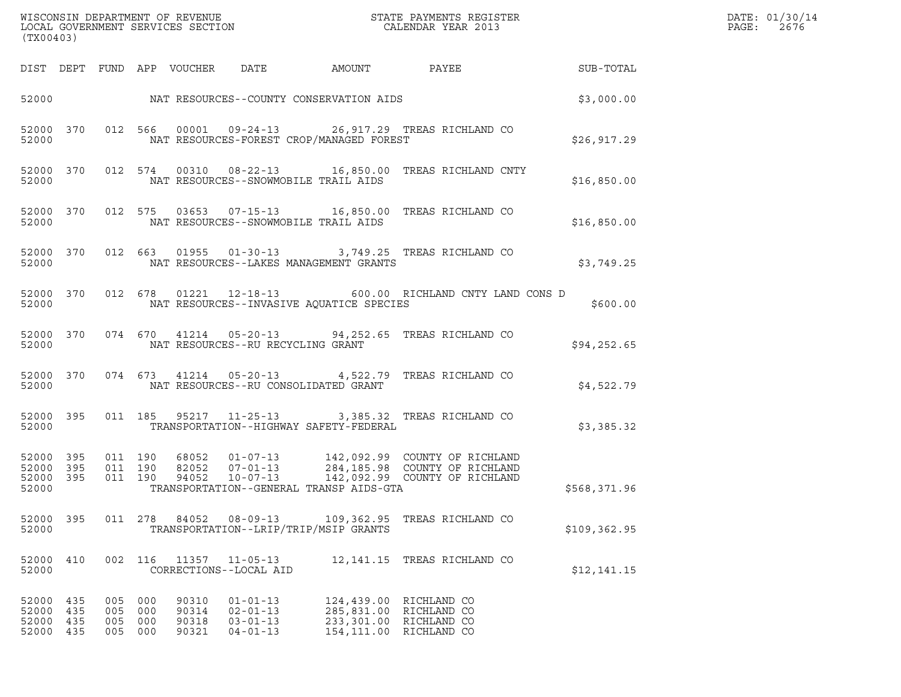| DIST | DEPT | FUND | APP | VOUCHER | DATE | AMOUNT | PAYEE | SUB-TOTAL |
|---|---|---|---|---|---|---|---|---|
| 52000 | | | | NAT RESOURCES--COUNTY CONSERVATION AIDS | | | | $3,000.00 |
| 52000 | 370 | 012 | 566 | 00001 | 09-24-13 | 26,917.29 | TREAS RICHLAND CO | |
| 52000 | | | | NAT RESOURCES-FOREST CROP/MANAGED FOREST | | | | $26,917.29 |
| 52000 | 370 | 012 | 574 | 00310 | 08-22-13 | 16,850.00 | TREAS RICHLAND CNTY | |
| 52000 | | | | NAT RESOURCES--SNOWMOBILE TRAIL AIDS | | | | $16,850.00 |
| 52000 | 370 | 012 | 575 | 03653 | 07-15-13 | 16,850.00 | TREAS RICHLAND CO | |
| 52000 | | | | NAT RESOURCES--SNOWMOBILE TRAIL AIDS | | | | $16,850.00 |
| 52000 | 370 | 012 | 663 | 01955 | 01-30-13 | 3,749.25 | TREAS RICHLAND CO | |
| 52000 | | | | NAT RESOURCES--LAKES MANAGEMENT GRANTS | | | | $3,749.25 |
| 52000 | 370 | 012 | 678 | 01221 | 12-18-13 | 600.00 | RICHLAND CNTY LAND CONS D | |
| 52000 | | | | NAT RESOURCES--INVASIVE AQUATICE SPECIES | | | | $600.00 |
| 52000 | 370 | 074 | 670 | 41214 | 05-20-13 | 94,252.65 | TREAS RICHLAND CO | |
| 52000 | | | | NAT RESOURCES--RU RECYCLING GRANT | | | | $94,252.65 |
| 52000 | 370 | 074 | 673 | 41214 | 05-20-13 | 4,522.79 | TREAS RICHLAND CO | |
| 52000 | | | | NAT RESOURCES--RU CONSOLIDATED GRANT | | | | $4,522.79 |
| 52000 | 395 | 011 | 185 | 95217 | 11-25-13 | 3,385.32 | TREAS RICHLAND CO | |
| 52000 | | | | TRANSPORTATION--HIGHWAY SAFETY-FEDERAL | | | | $3,385.32 |
| 52000 | 395 | 011 | 190 | 68052 | 01-07-13 | 142,092.99 | COUNTY OF RICHLAND | |
| 52000 | 395 | 011 | 190 | 82052 | 07-01-13 | 284,185.98 | COUNTY OF RICHLAND | |
| 52000 | 395 | 011 | 190 | 94052 | 10-07-13 | 142,092.99 | COUNTY OF RICHLAND | |
| 52000 | | | | TRANSPORTATION--GENERAL TRANSP AIDS-GTA | | | | $568,371.96 |
| 52000 | 395 | 011 | 278 | 84052 | 08-09-13 | 109,362.95 | TREAS RICHLAND CO | |
| 52000 | | | | TRANSPORTATION--LRIP/TRIP/MSIP GRANTS | | | | $109,362.95 |
| 52000 | 410 | 002 | 116 | 11357 | 11-05-13 | 12,141.15 | TREAS RICHLAND CO | |
| 52000 | | | | CORRECTIONS--LOCAL AID | | | | $12,141.15 |
| 52000 | 435 | 005 | 000 | 90310 | 01-01-13 | 124,439.00 | RICHLAND CO | |
| 52000 | 435 | 005 | 000 | 90314 | 02-01-13 | 285,831.00 | RICHLAND CO | |
| 52000 | 435 | 005 | 000 | 90318 | 03-01-13 | 233,301.00 | RICHLAND CO | |
| 52000 | 435 | 005 | 000 | 90321 | 04-01-13 | 154,111.00 | RICHLAND CO | |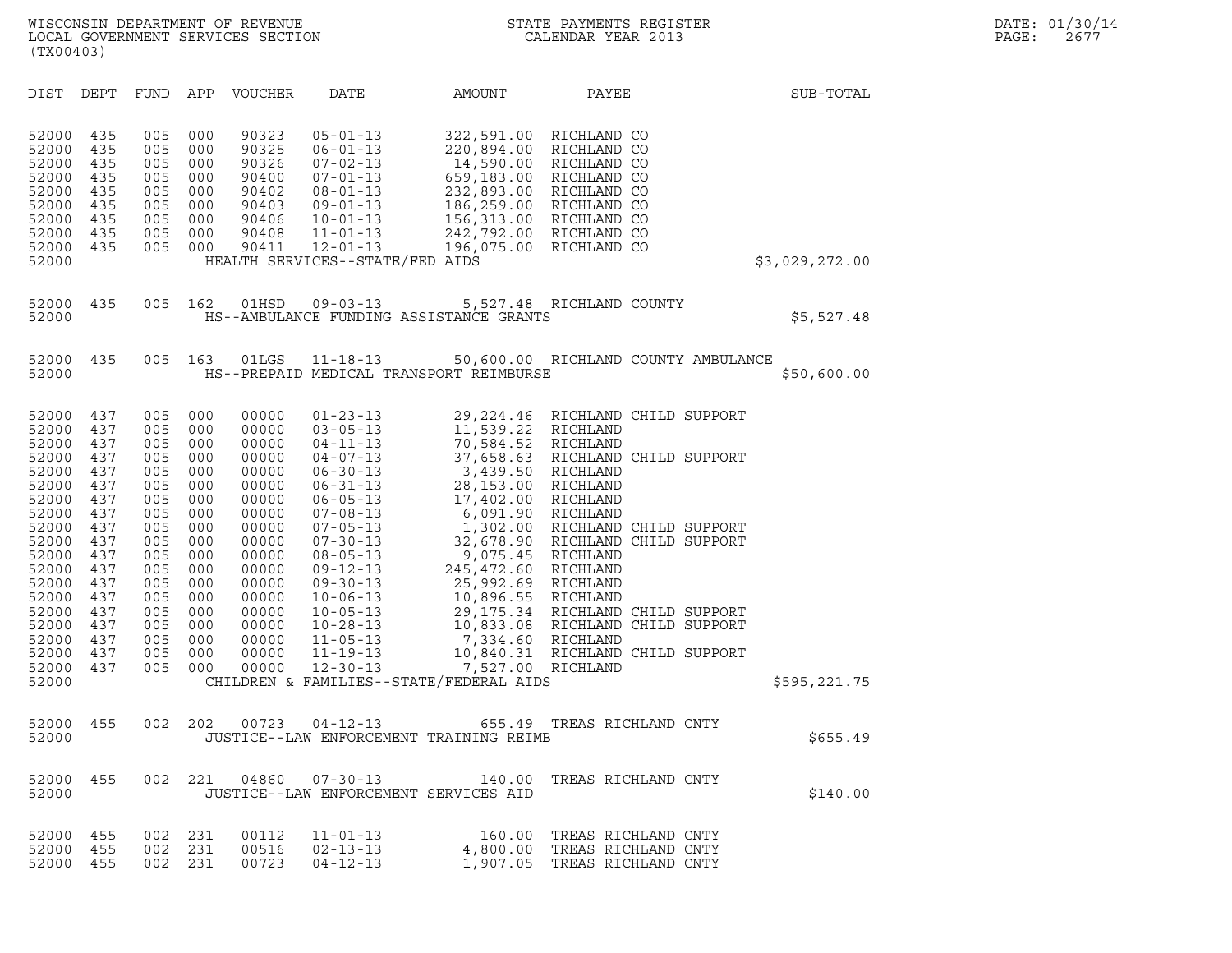WISCONSIN DEPARTMENT OF REVENUE
LOCAL GOVERNMENT SERVICES SECTION
(TX00403)

STATE PAYMENTS REGISTER
CALENDAR YEAR 2013

DATE: 01/30/14
PAGE: 2677

| DIST | DEPT | FUND | APP | VOUCHER | DATE | AMOUNT | PAYEE | SUB-TOTAL |
|---|---|---|---|---|---|---|---|---|
| 52000 | 435 | 005 | 000 | 90323 | 05-01-13 | 322,591.00 | RICHLAND CO | |
| 52000 | 435 | 005 | 000 | 90325 | 06-01-13 | 220,894.00 | RICHLAND CO | |
| 52000 | 435 | 005 | 000 | 90326 | 07-02-13 | 14,590.00 | RICHLAND CO | |
| 52000 | 435 | 005 | 000 | 90400 | 07-01-13 | 659,183.00 | RICHLAND CO | |
| 52000 | 435 | 005 | 000 | 90402 | 08-01-13 | 232,893.00 | RICHLAND CO | |
| 52000 | 435 | 005 | 000 | 90403 | 09-01-13 | 186,259.00 | RICHLAND CO | |
| 52000 | 435 | 005 | 000 | 90406 | 10-01-13 | 156,313.00 | RICHLAND CO | |
| 52000 | 435 | 005 | 000 | 90408 | 11-01-13 | 242,792.00 | RICHLAND CO | |
| 52000 | 435 | 005 | 000 | 90411 | 12-01-13 | 196,075.00 | RICHLAND CO | |
| 52000 | | | | | HEALTH SERVICES--STATE/FED AIDS | | | $3,029,272.00 |
| 52000 | 435 | 005 | 162 | 01HSD | 09-03-13 | 5,527.48 | RICHLAND COUNTY | |
| 52000 | | | | | HS--AMBULANCE FUNDING ASSISTANCE GRANTS | | | $5,527.48 |
| 52000 | 435 | 005 | 163 | 01LGS | 11-18-13 | 50,600.00 | RICHLAND COUNTY AMBULANCE | |
| 52000 | | | | | HS--PREPAID MEDICAL TRANSPORT REIMBURSE | | | $50,600.00 |
| 52000 | 437 | 005 | 000 | 00000 | 01-23-13 | 29,224.46 | RICHLAND CHILD SUPPORT | |
| 52000 | 437 | 005 | 000 | 00000 | 03-05-13 | 11,539.22 | RICHLAND | |
| 52000 | 437 | 005 | 000 | 00000 | 04-11-13 | 70,584.52 | RICHLAND | |
| 52000 | 437 | 005 | 000 | 00000 | 04-07-13 | 37,658.63 | RICHLAND CHILD SUPPORT | |
| 52000 | 437 | 005 | 000 | 00000 | 06-30-13 | 3,439.50 | RICHLAND | |
| 52000 | 437 | 005 | 000 | 00000 | 06-31-13 | 28,153.00 | RICHLAND | |
| 52000 | 437 | 005 | 000 | 00000 | 06-05-13 | 17,402.00 | RICHLAND | |
| 52000 | 437 | 005 | 000 | 00000 | 07-08-13 | 6,091.90 | RICHLAND | |
| 52000 | 437 | 005 | 000 | 00000 | 07-05-13 | 1,302.00 | RICHLAND CHILD SUPPORT | |
| 52000 | 437 | 005 | 000 | 00000 | 07-30-13 | 32,678.90 | RICHLAND CHILD SUPPORT | |
| 52000 | 437 | 005 | 000 | 00000 | 08-05-13 | 9,075.45 | RICHLAND | |
| 52000 | 437 | 005 | 000 | 00000 | 09-12-13 | 245,472.60 | RICHLAND | |
| 52000 | 437 | 005 | 000 | 00000 | 09-30-13 | 25,992.69 | RICHLAND | |
| 52000 | 437 | 005 | 000 | 00000 | 10-06-13 | 10,896.55 | RICHLAND | |
| 52000 | 437 | 005 | 000 | 00000 | 10-05-13 | 29,175.34 | RICHLAND CHILD SUPPORT | |
| 52000 | 437 | 005 | 000 | 00000 | 10-28-13 | 10,833.08 | RICHLAND CHILD SUPPORT | |
| 52000 | 437 | 005 | 000 | 00000 | 11-05-13 | 7,334.60 | RICHLAND | |
| 52000 | 437 | 005 | 000 | 00000 | 11-19-13 | 10,840.31 | RICHLAND CHILD SUPPORT | |
| 52000 | 437 | 005 | 000 | 00000 | 12-30-13 | 7,527.00 | RICHLAND | |
| 52000 | | | | | CHILDREN & FAMILIES--STATE/FEDERAL AIDS | | | $595,221.75 |
| 52000 | 455 | 002 | 202 | 00723 | 04-12-13 | 655.49 | TREAS RICHLAND CNTY | |
| 52000 | | | | | JUSTICE--LAW ENFORCEMENT TRAINING REIMB | | | $655.49 |
| 52000 | 455 | 002 | 221 | 04860 | 07-30-13 | 140.00 | TREAS RICHLAND CNTY | |
| 52000 | | | | | JUSTICE--LAW ENFORCEMENT SERVICES AID | | | $140.00 |
| 52000 | 455 | 002 | 231 | 00112 | 11-01-13 | 160.00 | TREAS RICHLAND CNTY | |
| 52000 | 455 | 002 | 231 | 00516 | 02-13-13 | 4,800.00 | TREAS RICHLAND CNTY | |
| 52000 | 455 | 002 | 231 | 00723 | 04-12-13 | 1,907.05 | TREAS RICHLAND CNTY | |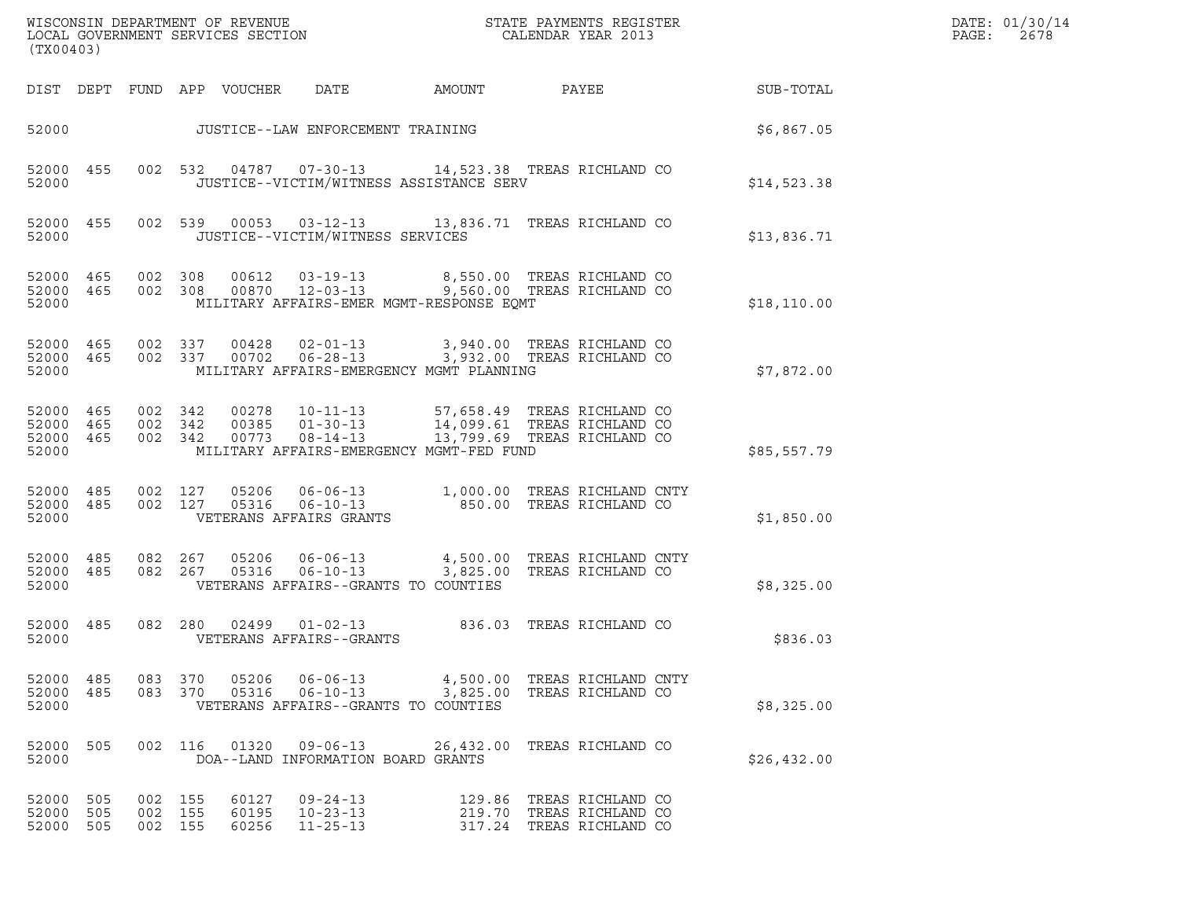WISCONSIN DEPARTMENT OF REVENUE
LOCAL GOVERNMENT SERVICES SECTION
(TX00403)

STATE PAYMENTS REGISTER
CALENDAR YEAR 2013

DATE: 01/30/14
PAGE: 2678

| DIST | DEPT | FUND | APP | VOUCHER | DATE | AMOUNT | PAYEE | SUB-TOTAL |
|---|---|---|---|---|---|---|---|---|
| 52000 | | | | | JUSTICE--LAW ENFORCEMENT TRAINING | | | $6,867.05 |
| 52000 | 455 | 002 | 532 | 04787 | 07-30-13 | 14,523.38 | TREAS RICHLAND CO | |
| 52000 | | | | | JUSTICE--VICTIM/WITNESS ASSISTANCE SERV | | | $14,523.38 |
| 52000 | 455 | 002 | 539 | 00053 | 03-12-13 | 13,836.71 | TREAS RICHLAND CO | |
| 52000 | | | | | JUSTICE--VICTIM/WITNESS SERVICES | | | $13,836.71 |
| 52000 | 465 | 002 | 308 | 00612 | 03-19-13 | 8,550.00 | TREAS RICHLAND CO | |
| 52000 | 465 | 002 | 308 | 00870 | 12-03-13 | 9,560.00 | TREAS RICHLAND CO | |
| 52000 | | | | | MILITARY AFFAIRS-EMER MGMT-RESPONSE EQMT | | | $18,110.00 |
| 52000 | 465 | 002 | 337 | 00428 | 02-01-13 | 3,940.00 | TREAS RICHLAND CO | |
| 52000 | 465 | 002 | 337 | 00702 | 06-28-13 | 3,932.00 | TREAS RICHLAND CO | |
| 52000 | | | | | MILITARY AFFAIRS-EMERGENCY MGMT PLANNING | | | $7,872.00 |
| 52000 | 465 | 002 | 342 | 00278 | 10-11-13 | 57,658.49 | TREAS RICHLAND CO | |
| 52000 | 465 | 002 | 342 | 00385 | 01-30-13 | 14,099.61 | TREAS RICHLAND CO | |
| 52000 | 465 | 002 | 342 | 00773 | 08-14-13 | 13,799.69 | TREAS RICHLAND CO | |
| 52000 | | | | | MILITARY AFFAIRS-EMERGENCY MGMT-FED FUND | | | $85,557.79 |
| 52000 | 485 | 002 | 127 | 05206 | 06-06-13 | 1,000.00 | TREAS RICHLAND CNTY | |
| 52000 | 485 | 002 | 127 | 05316 | 06-10-13 | 850.00 | TREAS RICHLAND CO | |
| 52000 | | | | | VETERANS AFFAIRS GRANTS | | | $1,850.00 |
| 52000 | 485 | 082 | 267 | 05206 | 06-06-13 | 4,500.00 | TREAS RICHLAND CNTY | |
| 52000 | 485 | 082 | 267 | 05316 | 06-10-13 | 3,825.00 | TREAS RICHLAND CO | |
| 52000 | | | | | VETERANS AFFAIRS--GRANTS TO COUNTIES | | | $8,325.00 |
| 52000 | 485 | 082 | 280 | 02499 | 01-02-13 | 836.03 | TREAS RICHLAND CO | |
| 52000 | | | | | VETERANS AFFAIRS--GRANTS | | | $836.03 |
| 52000 | 485 | 083 | 370 | 05206 | 06-06-13 | 4,500.00 | TREAS RICHLAND CNTY | |
| 52000 | 485 | 083 | 370 | 05316 | 06-10-13 | 3,825.00 | TREAS RICHLAND CO | |
| 52000 | | | | | VETERANS AFFAIRS--GRANTS TO COUNTIES | | | $8,325.00 |
| 52000 | 505 | 002 | 116 | 01320 | 09-06-13 | 26,432.00 | TREAS RICHLAND CO | |
| 52000 | | | | | DOA--LAND INFORMATION BOARD GRANTS | | | $26,432.00 |
| 52000 | 505 | 002 | 155 | 60127 | 09-24-13 | 129.86 | TREAS RICHLAND CO | |
| 52000 | 505 | 002 | 155 | 60195 | 10-23-13 | 219.70 | TREAS RICHLAND CO | |
| 52000 | 505 | 002 | 155 | 60256 | 11-25-13 | 317.24 | TREAS RICHLAND CO | |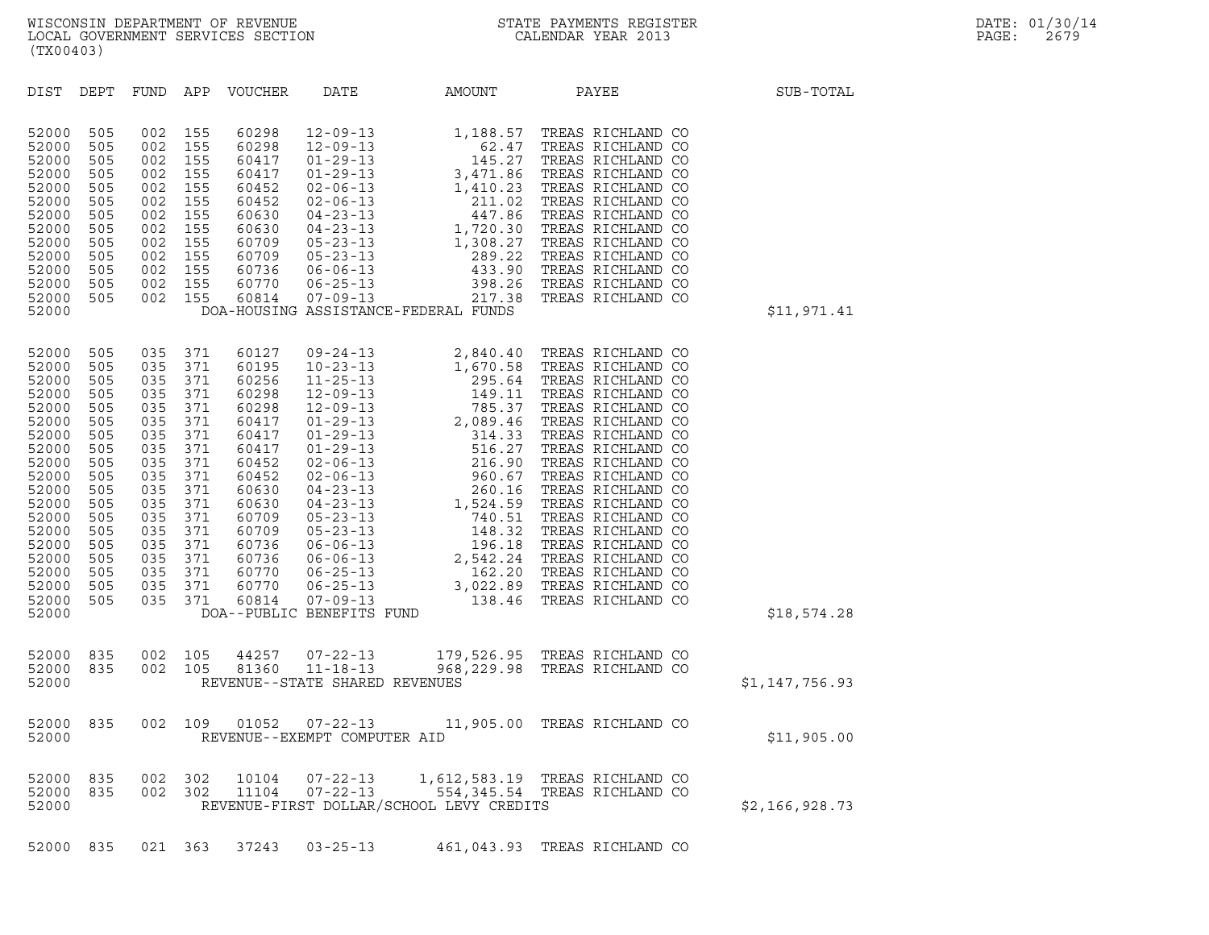WISCONSIN DEPARTMENT OF REVENUE
LOCAL GOVERNMENT SERVICES SECTION
(TX00403)

STATE PAYMENTS REGISTER
CALENDAR YEAR 2013

DATE: 01/30/14

| DIST | DEPT | FUND | APP | VOUCHER | DATE | AMOUNT | PAYEE | SUB-TOTAL |
|---|---|---|---|---|---|---|---|---|
| 52000 | 505 | 002 | 155 | 60298 | 12-09-13 | 1,188.57 | TREAS RICHLAND CO | |
| 52000 | 505 | 002 | 155 | 60298 | 12-09-13 | 62.47 | TREAS RICHLAND CO | |
| 52000 | 505 | 002 | 155 | 60417 | 01-29-13 | 145.27 | TREAS RICHLAND CO | |
| 52000 | 505 | 002 | 155 | 60417 | 01-29-13 | 3,471.86 | TREAS RICHLAND CO | |
| 52000 | 505 | 002 | 155 | 60452 | 02-06-13 | 1,410.23 | TREAS RICHLAND CO | |
| 52000 | 505 | 002 | 155 | 60452 | 02-06-13 | 211.02 | TREAS RICHLAND CO | |
| 52000 | 505 | 002 | 155 | 60630 | 04-23-13 | 447.86 | TREAS RICHLAND CO | |
| 52000 | 505 | 002 | 155 | 60630 | 04-23-13 | 1,720.30 | TREAS RICHLAND CO | |
| 52000 | 505 | 002 | 155 | 60709 | 05-23-13 | 1,308.27 | TREAS RICHLAND CO | |
| 52000 | 505 | 002 | 155 | 60709 | 05-23-13 | 289.22 | TREAS RICHLAND CO | |
| 52000 | 505 | 002 | 155 | 60736 | 06-06-13 | 433.90 | TREAS RICHLAND CO | |
| 52000 | 505 | 002 | 155 | 60770 | 06-25-13 | 398.26 | TREAS RICHLAND CO | |
| 52000 | 505 | 002 | 155 | 60814 | 07-09-13 | 217.38 | TREAS RICHLAND CO | |
| 52000 | | | | DOA-HOUSING ASSISTANCE-FEDERAL FUNDS | | | | $11,971.41 |
| 52000 | 505 | 035 | 371 | 60127 | 09-24-13 | 2,840.40 | TREAS RICHLAND CO | |
| 52000 | 505 | 035 | 371 | 60195 | 10-23-13 | 1,670.58 | TREAS RICHLAND CO | |
| 52000 | 505 | 035 | 371 | 60256 | 11-25-13 | 295.64 | TREAS RICHLAND CO | |
| 52000 | 505 | 035 | 371 | 60298 | 12-09-13 | 149.11 | TREAS RICHLAND CO | |
| 52000 | 505 | 035 | 371 | 60298 | 12-09-13 | 785.37 | TREAS RICHLAND CO | |
| 52000 | 505 | 035 | 371 | 60417 | 01-29-13 | 2,089.46 | TREAS RICHLAND CO | |
| 52000 | 505 | 035 | 371 | 60417 | 01-29-13 | 314.33 | TREAS RICHLAND CO | |
| 52000 | 505 | 035 | 371 | 60417 | 01-29-13 | 516.27 | TREAS RICHLAND CO | |
| 52000 | 505 | 035 | 371 | 60452 | 02-06-13 | 216.90 | TREAS RICHLAND CO | |
| 52000 | 505 | 035 | 371 | 60452 | 02-06-13 | 960.67 | TREAS RICHLAND CO | |
| 52000 | 505 | 035 | 371 | 60630 | 04-23-13 | 260.16 | TREAS RICHLAND CO | |
| 52000 | 505 | 035 | 371 | 60630 | 04-23-13 | 1,524.59 | TREAS RICHLAND CO | |
| 52000 | 505 | 035 | 371 | 60709 | 05-23-13 | 740.51 | TREAS RICHLAND CO | |
| 52000 | 505 | 035 | 371 | 60709 | 05-23-13 | 148.32 | TREAS RICHLAND CO | |
| 52000 | 505 | 035 | 371 | 60736 | 06-06-13 | 196.18 | TREAS RICHLAND CO | |
| 52000 | 505 | 035 | 371 | 60736 | 06-06-13 | 2,542.24 | TREAS RICHLAND CO | |
| 52000 | 505 | 035 | 371 | 60770 | 06-25-13 | 162.20 | TREAS RICHLAND CO | |
| 52000 | 505 | 035 | 371 | 60770 | 06-25-13 | 3,022.89 | TREAS RICHLAND CO | |
| 52000 | 505 | 035 | 371 | 60814 | 07-09-13 | 138.46 | TREAS RICHLAND CO | |
| 52000 | | | | DOA--PUBLIC BENEFITS FUND | | | | $18,574.28 |
| 52000 | 835 | 002 | 105 | 44257 | 07-22-13 | 179,526.95 | TREAS RICHLAND CO | |
| 52000 | 835 | 002 | 105 | 81360 | 11-18-13 | 968,229.98 | TREAS RICHLAND CO | |
| 52000 | | | | REVENUE--STATE SHARED REVENUES | | | | $1,147,756.93 |
| 52000 | 835 | 002 | 109 | 01052 | 07-22-13 | 11,905.00 | TREAS RICHLAND CO | |
| 52000 | | | | REVENUE--EXEMPT COMPUTER AID | | | | $11,905.00 |
| 52000 | 835 | 002 | 302 | 10104 | 07-22-13 | 1,612,583.19 | TREAS RICHLAND CO | |
| 52000 | 835 | 002 | 302 | 11104 | 07-22-13 | 554,345.54 | TREAS RICHLAND CO | |
| 52000 | | | | REVENUE-FIRST DOLLAR/SCHOOL LEVY CREDITS | | | | $2,166,928.73 |
| 52000 | 835 | 021 | 363 | 37243 | 03-25-13 | 461,043.93 | TREAS RICHLAND CO | |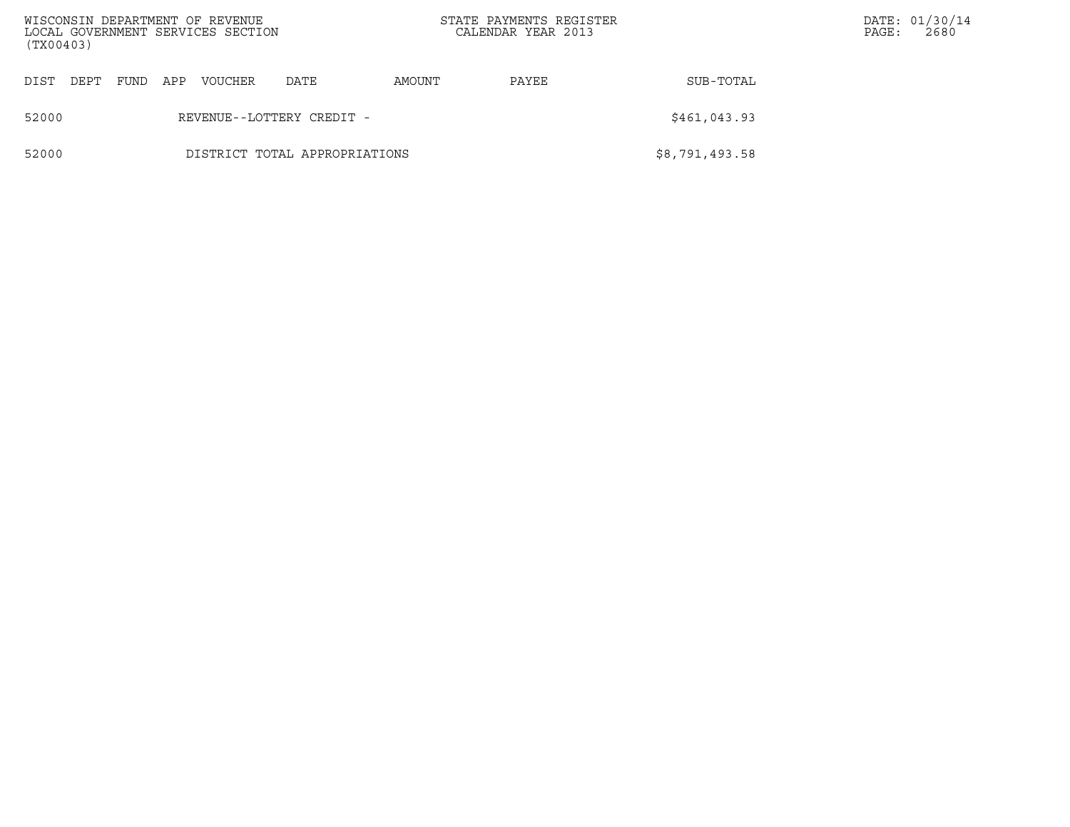| DIST | DEPT | FUND | APP | VOUCHER | DATE | AMOUNT | PAYEE | SUB-TOTAL |
|---|---|---|---|---|---|---|---|---|
| 52000 | | | REVENUE--LOTTERY CREDIT - | | | | | $461,043.93 |
| 52000 | | | DISTRICT TOTAL APPROPRIATIONS | | | | | $8,791,493.58 |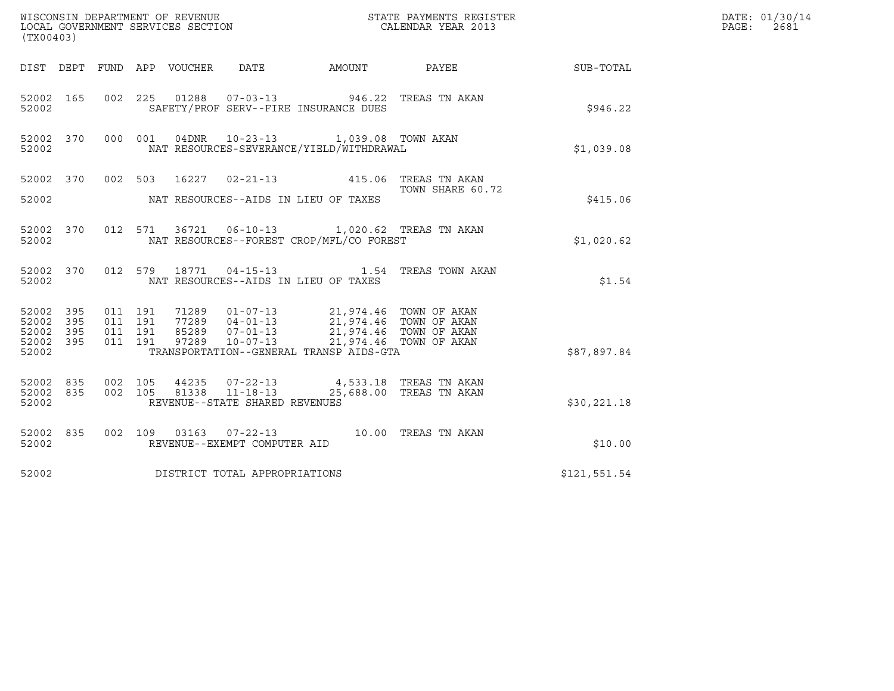WISCONSIN DEPARTMENT OF REVENUE
LOCAL GOVERNMENT SERVICES SECTION
(TX00403)

STATE PAYMENTS REGISTER
CALENDAR YEAR 2013

DATE: 01/30/14
PAGE: 2681

| DIST | DEPT | FUND | APP | VOUCHER | DATE | AMOUNT | PAYEE | SUB-TOTAL |
|---|---|---|---|---|---|---|---|---|
| 52002 | 165 | 002 | 225 | 01288 | 07-03-13 | 946.22 | TREAS TN AKAN | |
| 52002 | | | | | SAFETY/PROF SERV--FIRE INSURANCE DUES | | | $946.22 |
| 52002 | 370 | 000 | 001 | 04DNR | 10-23-13 | 1,039.08 | TOWN AKAN | |
| 52002 | | | | | NAT RESOURCES-SEVERANCE/YIELD/WITHDRAWAL | | | $1,039.08 |
| 52002 | 370 | 002 | 503 | 16227 | 02-21-13 | 415.06 | TREAS TN AKAN TOWN SHARE 60.72 | |
| 52002 | | | | | NAT RESOURCES--AIDS IN LIEU OF TAXES | | | $415.06 |
| 52002 | 370 | 012 | 571 | 36721 | 06-10-13 | 1,020.62 | TREAS TN AKAN | |
| 52002 | | | | | NAT RESOURCES--FOREST CROP/MFL/CO FOREST | | | $1,020.62 |
| 52002 | 370 | 012 | 579 | 18771 | 04-15-13 | 1.54 | TREAS TOWN AKAN | |
| 52002 | | | | | NAT RESOURCES--AIDS IN LIEU OF TAXES | | | $1.54 |
| 52002 | 395 | 011 | 191 | 71289 | 01-07-13 | 21,974.46 | TOWN OF AKAN | |
| 52002 | 395 | 011 | 191 | 77289 | 04-01-13 | 21,974.46 | TOWN OF AKAN | |
| 52002 | 395 | 011 | 191 | 85289 | 07-01-13 | 21,974.46 | TOWN OF AKAN | |
| 52002 | 395 | 011 | 191 | 97289 | 10-07-13 | 21,974.46 | TOWN OF AKAN | |
| 52002 | | | | | TRANSPORTATION--GENERAL TRANSP AIDS-GTA | | | $87,897.84 |
| 52002 | 835 | 002 | 105 | 44235 | 07-22-13 | 4,533.18 | TREAS TN AKAN | |
| 52002 | 835 | 002 | 105 | 81338 | 11-18-13 | 25,688.00 | TREAS TN AKAN | |
| 52002 | | | | | REVENUE--STATE SHARED REVENUES | | | $30,221.18 |
| 52002 | 835 | 002 | 109 | 03163 | 07-22-13 | 10.00 | TREAS TN AKAN | |
| 52002 | | | | | REVENUE--EXEMPT COMPUTER AID | | | $10.00 |
| 52002 | | | | | DISTRICT TOTAL APPROPRIATIONS | | | $121,551.54 |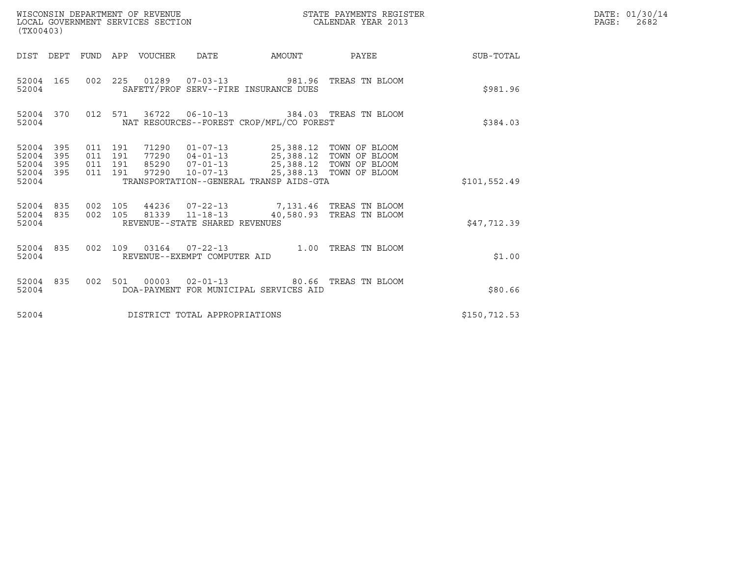WISCONSIN DEPARTMENT OF REVENUE
LOCAL GOVERNMENT SERVICES SECTION
(TX00403)

STATE PAYMENTS REGISTER
CALENDAR YEAR 2013

DATE: 01/30/14
PAGE: 2682

| DIST | DEPT | FUND | APP | VOUCHER | DATE | AMOUNT | PAYEE | SUB-TOTAL |
|---|---|---|---|---|---|---|---|---|
| 52004 | 165 | 002 | 225 | 01289 | 07-03-13 | 981.96 | TREAS TN BLOOM | |
| 52004 | | | | SAFETY/PROF SERV--FIRE INSURANCE DUES | | | | $981.96 |
| 52004 | 370 | 012 | 571 | 36722 | 06-10-13 | 384.03 | TREAS TN BLOOM | |
| 52004 | | | | NAT RESOURCES--FOREST CROP/MFL/CO FOREST | | | | $384.03 |
| 52004 | 395 | 011 | 191 | 71290 | 01-07-13 | 25,388.12 | TOWN OF BLOOM | |
| 52004 | 395 | 011 | 191 | 77290 | 04-01-13 | 25,388.12 | TOWN OF BLOOM | |
| 52004 | 395 | 011 | 191 | 85290 | 07-01-13 | 25,388.12 | TOWN OF BLOOM | |
| 52004 | 395 | 011 | 191 | 97290 | 10-07-13 | 25,388.13 | TOWN OF BLOOM | |
| 52004 | | | | TRANSPORTATION--GENERAL TRANSP AIDS-GTA | | | | $101,552.49 |
| 52004 | 835 | 002 | 105 | 44236 | 07-22-13 | 7,131.46 | TREAS TN BLOOM | |
| 52004 | 835 | 002 | 105 | 81339 | 11-18-13 | 40,580.93 | TREAS TN BLOOM | |
| 52004 | | | | REVENUE--STATE SHARED REVENUES | | | | $47,712.39 |
| 52004 | 835 | 002 | 109 | 03164 | 07-22-13 | 1.00 | TREAS TN BLOOM | |
| 52004 | | | | REVENUE--EXEMPT COMPUTER AID | | | | $1.00 |
| 52004 | 835 | 002 | 501 | 00003 | 02-01-13 | 80.66 | TREAS TN BLOOM | |
| 52004 | | | | DOA-PAYMENT FOR MUNICIPAL SERVICES AID | | | | $80.66 |
| 52004 | | | | DISTRICT TOTAL APPROPRIATIONS | | | | $150,712.53 |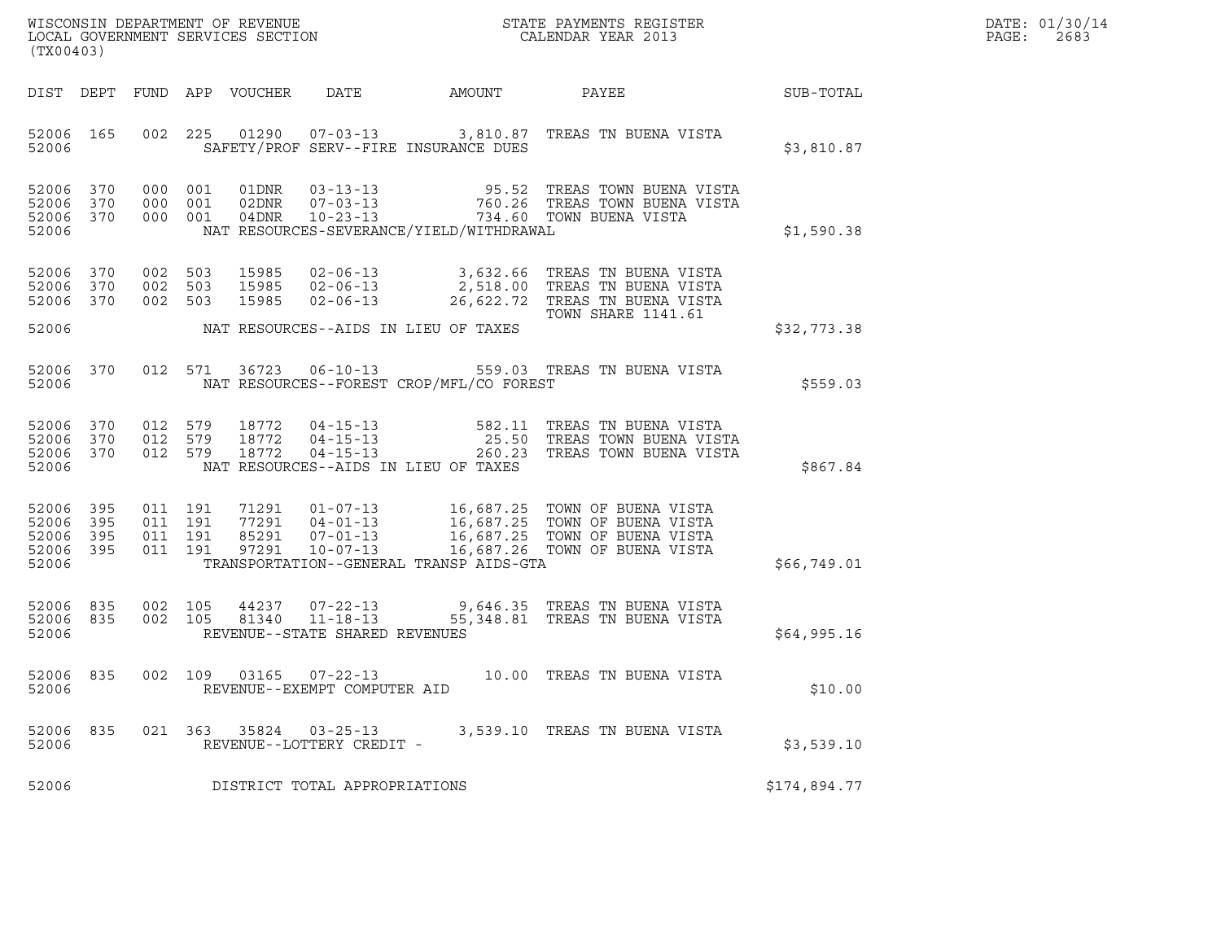WISCONSIN DEPARTMENT OF REVENUE
LOCAL GOVERNMENT SERVICES SECTION
(TX00403)

STATE PAYMENTS REGISTER
CALENDAR YEAR 2013

DATE: 01/30/14
PAGE: 2683

| DIST | DEPT | FUND | APP | VOUCHER | DATE | AMOUNT | PAYEE | SUB-TOTAL |
|---|---|---|---|---|---|---|---|---|
| 52006 | 165 | 002 | 225 | 01290 | 07-03-13 | 3,810.87 | TREAS TN BUENA VISTA | |
| 52006 | | | | | SAFETY/PROF SERV--FIRE INSURANCE DUES | | | $3,810.87 |
| 52006 | 370 | 000 | 001 | 01DNR | 03-13-13 | 95.52 | TREAS TOWN BUENA VISTA | |
| 52006 | 370 | 000 | 001 | 02DNR | 07-03-13 | 760.26 | TREAS TOWN BUENA VISTA | |
| 52006 | 370 | 000 | 001 | 04DNR | 10-23-13 | 734.60 | TOWN BUENA VISTA | |
| 52006 | | | | | NAT RESOURCES-SEVERANCE/YIELD/WITHDRAWAL | | | $1,590.38 |
| 52006 | 370 | 002 | 503 | 15985 | 02-06-13 | 3,632.66 | TREAS TN BUENA VISTA | |
| 52006 | 370 | 002 | 503 | 15985 | 02-06-13 | 2,518.00 | TREAS TN BUENA VISTA | |
| 52006 | 370 | 002 | 503 | 15985 | 02-06-13 | 26,622.72 | TREAS TN BUENA VISTA TOWN SHARE 1141.61 | |
| 52006 | | | | | NAT RESOURCES--AIDS IN LIEU OF TAXES | | | $32,773.38 |
| 52006 | 370 | 012 | 571 | 36723 | 06-10-13 | 559.03 | TREAS TN BUENA VISTA | |
| 52006 | | | | | NAT RESOURCES--FOREST CROP/MFL/CO FOREST | | | $559.03 |
| 52006 | 370 | 012 | 579 | 18772 | 04-15-13 | 582.11 | TREAS TN BUENA VISTA | |
| 52006 | 370 | 012 | 579 | 18772 | 04-15-13 | 25.50 | TREAS TOWN BUENA VISTA | |
| 52006 | 370 | 012 | 579 | 18772 | 04-15-13 | 260.23 | TREAS TOWN BUENA VISTA | |
| 52006 | | | | | NAT RESOURCES--AIDS IN LIEU OF TAXES | | | $867.84 |
| 52006 | 395 | 011 | 191 | 71291 | 01-07-13 | 16,687.25 | TOWN OF BUENA VISTA | |
| 52006 | 395 | 011 | 191 | 77291 | 04-01-13 | 16,687.25 | TOWN OF BUENA VISTA | |
| 52006 | 395 | 011 | 191 | 85291 | 07-01-13 | 16,687.25 | TOWN OF BUENA VISTA | |
| 52006 | 395 | 011 | 191 | 97291 | 10-07-13 | 16,687.26 | TOWN OF BUENA VISTA | |
| 52006 | | | | | TRANSPORTATION--GENERAL TRANSP AIDS-GTA | | | $66,749.01 |
| 52006 | 835 | 002 | 105 | 44237 | 07-22-13 | 9,646.35 | TREAS TN BUENA VISTA | |
| 52006 | 835 | 002 | 105 | 81340 | 11-18-13 | 55,348.81 | TREAS TN BUENA VISTA | |
| 52006 | | | | | REVENUE--STATE SHARED REVENUES | | | $64,995.16 |
| 52006 | 835 | 002 | 109 | 03165 | 07-22-13 | 10.00 | TREAS TN BUENA VISTA | |
| 52006 | | | | | REVENUE--EXEMPT COMPUTER AID | | | $10.00 |
| 52006 | 835 | 021 | 363 | 35824 | 03-25-13 | 3,539.10 | TREAS TN BUENA VISTA | |
| 52006 | | | | | REVENUE--LOTTERY CREDIT - | | | $3,539.10 |
| 52006 | | | | | DISTRICT TOTAL APPROPRIATIONS | | | $174,894.77 |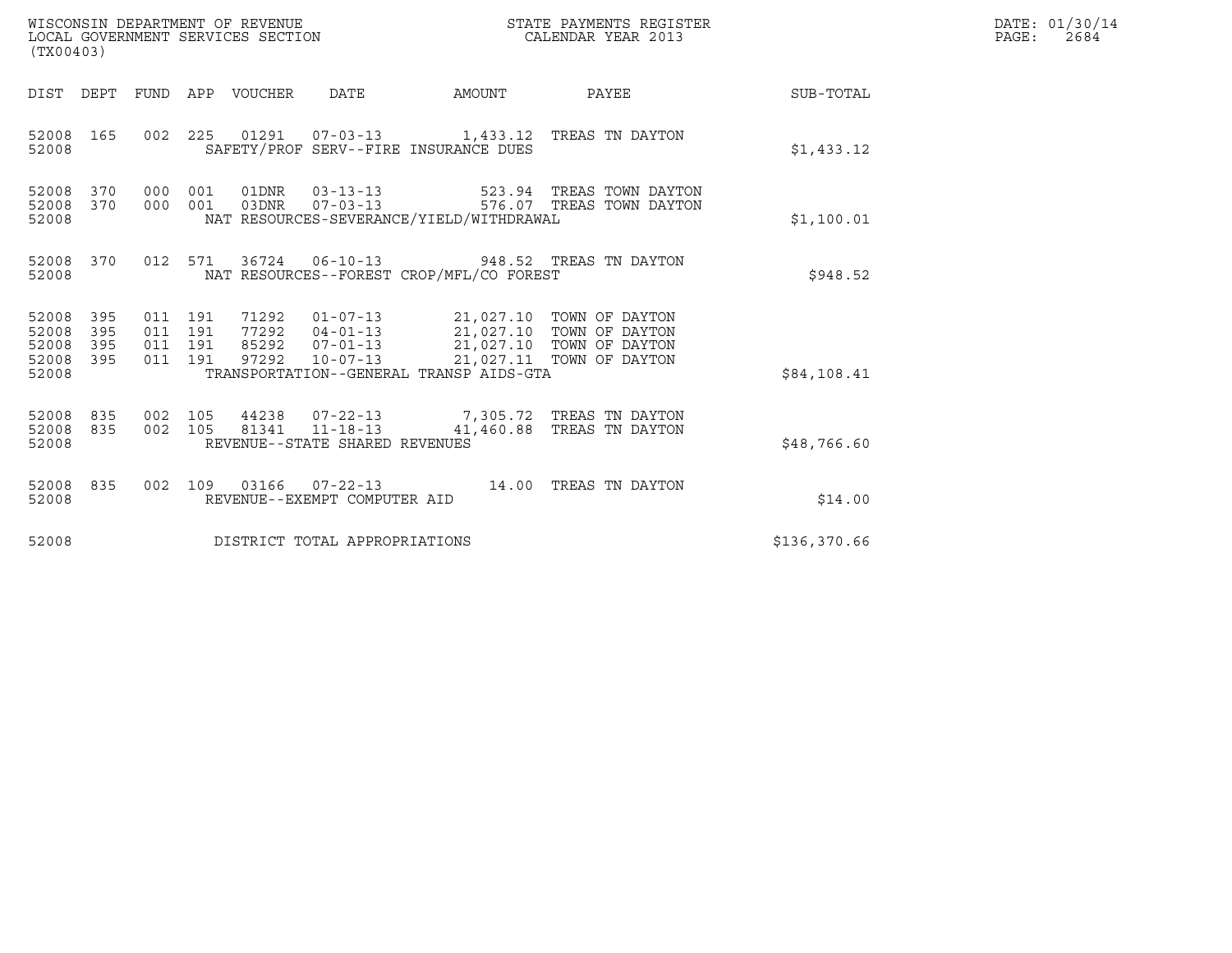WISCONSIN DEPARTMENT OF REVENUE
LOCAL GOVERNMENT SERVICES SECTION
(TX00403)

STATE PAYMENTS REGISTER
CALENDAR YEAR 2013

DATE: 01/30/14
PAGE: 2684

| DIST | DEPT | FUND | APP | VOUCHER | DATE | AMOUNT | PAYEE | SUB-TOTAL |
|---|---|---|---|---|---|---|---|---|
| 52008 | 165 | 002 | 225 | 01291 | 07-03-13 | 1,433.12 | TREAS TN DAYTON | |
| 52008 | | | | SAFETY/PROF SERV--FIRE INSURANCE DUES | | | | $1,433.12 |
| 52008 | 370 | 000 | 001 | 01DNR | 03-13-13 | 523.94 | TREAS TOWN DAYTON | |
| 52008 | 370 | 000 | 001 | 03DNR | 07-03-13 | 576.07 | TREAS TOWN DAYTON | |
| 52008 | | | | NAT RESOURCES-SEVERANCE/YIELD/WITHDRAWAL | | | | $1,100.01 |
| 52008 | 370 | 012 | 571 | 36724 | 06-10-13 | 948.52 | TREAS TN DAYTON | |
| 52008 | | | | NAT RESOURCES--FOREST CROP/MFL/CO FOREST | | | | $948.52 |
| 52008 | 395 | 011 | 191 | 71292 | 01-07-13 | 21,027.10 | TOWN OF DAYTON | |
| 52008 | 395 | 011 | 191 | 77292 | 04-01-13 | 21,027.10 | TOWN OF DAYTON | |
| 52008 | 395 | 011 | 191 | 85292 | 07-01-13 | 21,027.10 | TOWN OF DAYTON | |
| 52008 | 395 | 011 | 191 | 97292 | 10-07-13 | 21,027.11 | TOWN OF DAYTON | |
| 52008 | | | | TRANSPORTATION--GENERAL TRANSP AIDS-GTA | | | | $84,108.41 |
| 52008 | 835 | 002 | 105 | 44238 | 07-22-13 | 7,305.72 | TREAS TN DAYTON | |
| 52008 | 835 | 002 | 105 | 81341 | 11-18-13 | 41,460.88 | TREAS TN DAYTON | |
| 52008 | | | | REVENUE--STATE SHARED REVENUES | | | | $48,766.60 |
| 52008 | 835 | 002 | 109 | 03166 | 07-22-13 | 14.00 | TREAS TN DAYTON | |
| 52008 | | | | REVENUE--EXEMPT COMPUTER AID | | | | $14.00 |
| 52008 | | | | DISTRICT TOTAL APPROPRIATIONS | | | | $136,370.66 |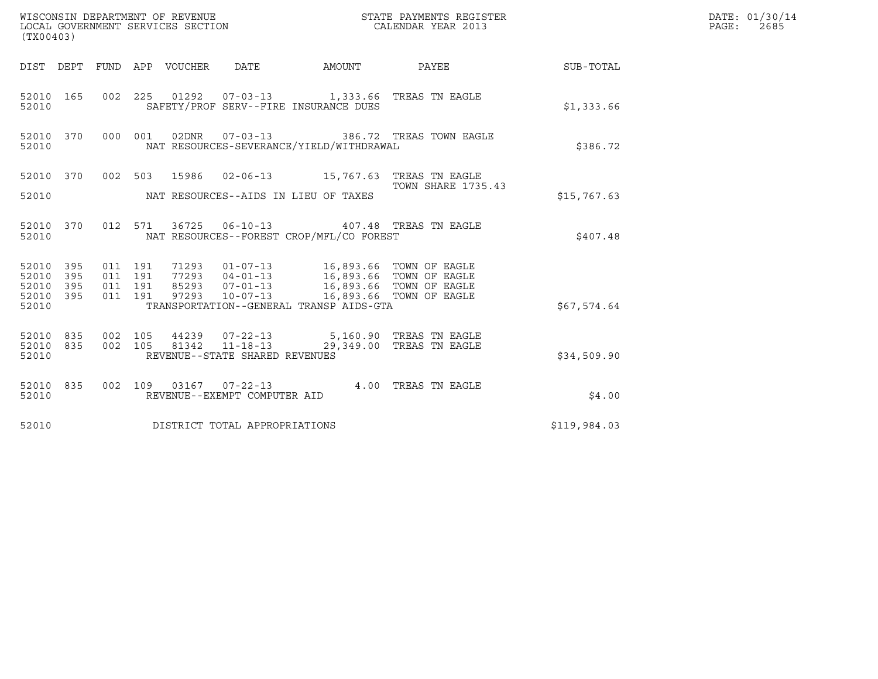WISCONSIN DEPARTMENT OF REVENUE
LOCAL GOVERNMENT SERVICES SECTION
(TX00403)

STATE PAYMENTS REGISTER
CALENDAR YEAR 2013

DATE: 01/30/14
PAGE: 2685

| DIST | DEPT | FUND | APP | VOUCHER | DATE | AMOUNT | PAYEE | SUB-TOTAL |
|---|---|---|---|---|---|---|---|---|
| 52010 | 165 | 002 | 225 | 01292 | 07-03-13 | 1,333.66 | TREAS TN EAGLE | |
| 52010 | | | | SAFETY/PROF SERV--FIRE INSURANCE DUES | | | | $1,333.66 |
| 52010 | 370 | 000 | 001 | 02DNR | 07-03-13 | 386.72 | TREAS TOWN EAGLE | |
| 52010 | | | | NAT RESOURCES-SEVERANCE/YIELD/WITHDRAWAL | | | | $386.72 |
| 52010 | 370 | 002 | 503 | 15986 | 02-06-13 | 15,767.63 | TREAS TN EAGLE TOWN SHARE 1735.43 | |
| 52010 | | | | NAT RESOURCES--AIDS IN LIEU OF TAXES | | | | $15,767.63 |
| 52010 | 370 | 012 | 571 | 36725 | 06-10-13 | 407.48 | TREAS TN EAGLE | |
| 52010 | | | | NAT RESOURCES--FOREST CROP/MFL/CO FOREST | | | | $407.48 |
| 52010 | 395 | 011 | 191 | 71293 | 01-07-13 | 16,893.66 | TOWN OF EAGLE | |
| 52010 | 395 | 011 | 191 | 77293 | 04-01-13 | 16,893.66 | TOWN OF EAGLE | |
| 52010 | 395 | 011 | 191 | 85293 | 07-01-13 | 16,893.66 | TOWN OF EAGLE | |
| 52010 | 395 | 011 | 191 | 97293 | 10-07-13 | 16,893.66 | TOWN OF EAGLE | |
| 52010 | | | | TRANSPORTATION--GENERAL TRANSP AIDS-GTA | | | | $67,574.64 |
| 52010 | 835 | 002 | 105 | 44239 | 07-22-13 | 5,160.90 | TREAS TN EAGLE | |
| 52010 | 835 | 002 | 105 | 81342 | 11-18-13 | 29,349.00 | TREAS TN EAGLE | |
| 52010 | | | | REVENUE--STATE SHARED REVENUES | | | | $34,509.90 |
| 52010 | 835 | 002 | 109 | 03167 | 07-22-13 | 4.00 | TREAS TN EAGLE | |
| 52010 | | | | REVENUE--EXEMPT COMPUTER AID | | | | $4.00 |
| 52010 | | | | DISTRICT TOTAL APPROPRIATIONS | | | | $119,984.03 |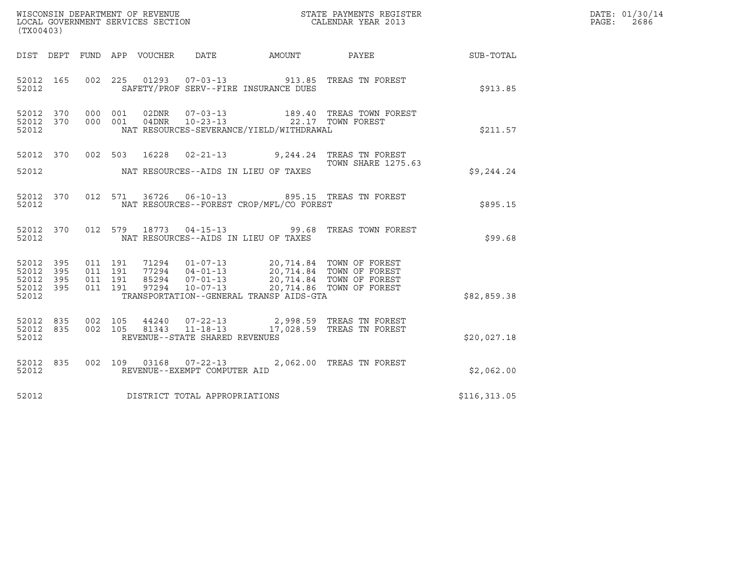WISCONSIN DEPARTMENT OF REVENUE
LOCAL GOVERNMENT SERVICES SECTION
(TX00403)

STATE PAYMENTS REGISTER
CALENDAR YEAR 2013

DATE: 01/30/14
PAGE: 2686

| DIST | DEPT | FUND | APP | VOUCHER | DATE | AMOUNT | PAYEE | SUB-TOTAL |
|---|---|---|---|---|---|---|---|---|
| 52012 | 165 | 002 | 225 | 01293 | 07-03-13 | 913.85 | TREAS TN FOREST | |
| 52012 | | | | | SAFETY/PROF SERV--FIRE INSURANCE DUES | | | $913.85 |
| 52012 | 370 | 000 | 001 | 02DNR | 07-03-13 | 189.40 | TREAS TOWN FOREST | |
| 52012 | 370 | 000 | 001 | 04DNR | 10-23-13 | 22.17 | TOWN FOREST | |
| 52012 | | | | | NAT RESOURCES-SEVERANCE/YIELD/WITHDRAWAL | | | $211.57 |
| 52012 | 370 | 002 | 503 | 16228 | 02-21-13 | 9,244.24 | TREAS TN FOREST<br>TOWN SHARE 1275.63 | |
| 52012 | | | | | NAT RESOURCES--AIDS IN LIEU OF TAXES | | | $9,244.24 |
| 52012 | 370 | 012 | 571 | 36726 | 06-10-13 | 895.15 | TREAS TN FOREST | |
| 52012 | | | | | NAT RESOURCES--FOREST CROP/MFL/CO FOREST | | | $895.15 |
| 52012 | 370 | 012 | 579 | 18773 | 04-15-13 | 99.68 | TREAS TOWN FOREST | |
| 52012 | | | | | NAT RESOURCES--AIDS IN LIEU OF TAXES | | | $99.68 |
| 52012 | 395 | 011 | 191 | 71294 | 01-07-13 | 20,714.84 | TOWN OF FOREST | |
| 52012 | 395 | 011 | 191 | 77294 | 04-01-13 | 20,714.84 | TOWN OF FOREST | |
| 52012 | 395 | 011 | 191 | 85294 | 07-01-13 | 20,714.84 | TOWN OF FOREST | |
| 52012 | 395 | 011 | 191 | 97294 | 10-07-13 | 20,714.86 | TOWN OF FOREST | |
| 52012 | | | | | TRANSPORTATION--GENERAL TRANSP AIDS-GTA | | | $82,859.38 |
| 52012 | 835 | 002 | 105 | 44240 | 07-22-13 | 2,998.59 | TREAS TN FOREST | |
| 52012 | 835 | 002 | 105 | 81343 | 11-18-13 | 17,028.59 | TREAS TN FOREST | |
| 52012 | | | | | REVENUE--STATE SHARED REVENUES | | | $20,027.18 |
| 52012 | 835 | 002 | 109 | 03168 | 07-22-13 | 2,062.00 | TREAS TN FOREST | |
| 52012 | | | | | REVENUE--EXEMPT COMPUTER AID | | | $2,062.00 |
| 52012 | | | | | DISTRICT TOTAL APPROPRIATIONS | | | $116,313.05 |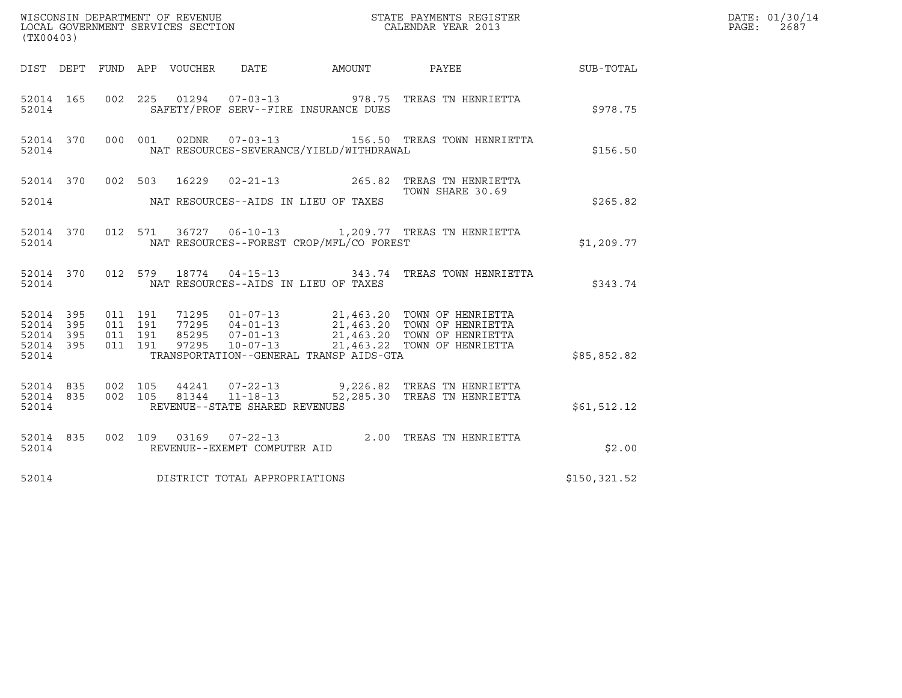WISCONSIN DEPARTMENT OF REVENUE
LOCAL GOVERNMENT SERVICES SECTION
(TX00403)

STATE PAYMENTS REGISTER
CALENDAR YEAR 2013

DATE: 01/30/14
PAGE: 2687

| DIST | DEPT | FUND | APP | VOUCHER | DATE | AMOUNT | PAYEE | SUB-TOTAL |
|---|---|---|---|---|---|---|---|---|
| 52014 | 165 | 002 | 225 | 01294 | 07-03-13 | 978.75 | TREAS TN HENRIETTA | |
| 52014 | | | | | SAFETY/PROF SERV--FIRE INSURANCE DUES | | | $978.75 |
| 52014 | 370 | 000 | 001 | 02DNR | 07-03-13 | 156.50 | TREAS TOWN HENRIETTA | |
| 52014 | | | | | NAT RESOURCES-SEVERANCE/YIELD/WITHDRAWAL | | | $156.50 |
| 52014 | 370 | 002 | 503 | 16229 | 02-21-13 | 265.82 | TREAS TN HENRIETTA TOWN SHARE 30.69 | |
| 52014 | | | | | NAT RESOURCES--AIDS IN LIEU OF TAXES | | | $265.82 |
| 52014 | 370 | 012 | 571 | 36727 | 06-10-13 | 1,209.77 | TREAS TN HENRIETTA | |
| 52014 | | | | | NAT RESOURCES--FOREST CROP/MFL/CO FOREST | | | $1,209.77 |
| 52014 | 370 | 012 | 579 | 18774 | 04-15-13 | 343.74 | TREAS TOWN HENRIETTA | |
| 52014 | | | | | NAT RESOURCES--AIDS IN LIEU OF TAXES | | | $343.74 |
| 52014 | 395 | 011 | 191 | 71295 | 01-07-13 | 21,463.20 | TOWN OF HENRIETTA | |
| 52014 | 395 | 011 | 191 | 77295 | 04-01-13 | 21,463.20 | TOWN OF HENRIETTA | |
| 52014 | 395 | 011 | 191 | 85295 | 07-01-13 | 21,463.20 | TOWN OF HENRIETTA | |
| 52014 | 395 | 011 | 191 | 97295 | 10-07-13 | 21,463.22 | TOWN OF HENRIETTA | |
| 52014 | | | | | TRANSPORTATION--GENERAL TRANSP AIDS-GTA | | | $85,852.82 |
| 52014 | 835 | 002 | 105 | 44241 | 07-22-13 | 9,226.82 | TREAS TN HENRIETTA | |
| 52014 | 835 | 002 | 105 | 81344 | 11-18-13 | 52,285.30 | TREAS TN HENRIETTA | |
| 52014 | | | | | REVENUE--STATE SHARED REVENUES | | | $61,512.12 |
| 52014 | 835 | 002 | 109 | 03169 | 07-22-13 | 2.00 | TREAS TN HENRIETTA | |
| 52014 | | | | | REVENUE--EXEMPT COMPUTER AID | | | $2.00 |
| 52014 | | | | | DISTRICT TOTAL APPROPRIATIONS | | | $150,321.52 |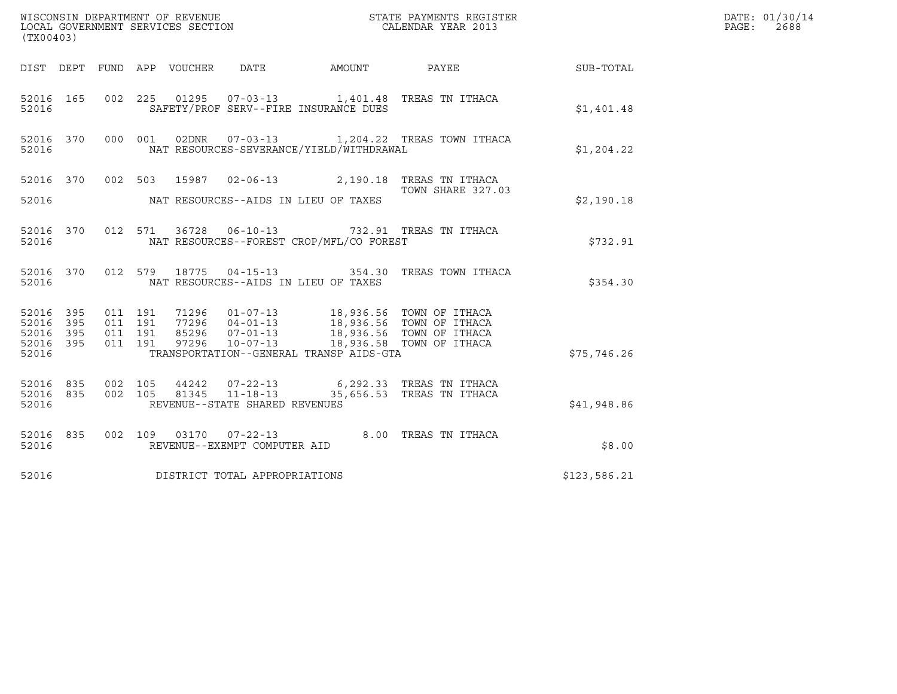WISCONSIN DEPARTMENT OF REVENUE
LOCAL GOVERNMENT SERVICES SECTION
(TX00403)

STATE PAYMENTS REGISTER
CALENDAR YEAR 2013

DATE: 01/30/14
PAGE: 2688

| DIST | DEPT | FUND | APP | VOUCHER | DATE | AMOUNT | PAYEE | SUB-TOTAL |
|---|---|---|---|---|---|---|---|---|
| 52016 | 165 | 002 | 225 | 01295 | 07-03-13 | 1,401.48 | TREAS TN ITHACA | |
| 52016 | | | | SAFETY/PROF SERV--FIRE INSURANCE DUES | | | | $1,401.48 |
| 52016 | 370 | 000 | 001 | 02DNR | 07-03-13 | 1,204.22 | TREAS TOWN ITHACA | |
| 52016 | | | | NAT RESOURCES-SEVERANCE/YIELD/WITHDRAWAL | | | | $1,204.22 |
| 52016 | 370 | 002 | 503 | 15987 | 02-06-13 | 2,190.18 | TREAS TN ITHACA TOWN SHARE 327.03 | |
| 52016 | | | | NAT RESOURCES--AIDS IN LIEU OF TAXES | | | | $2,190.18 |
| 52016 | 370 | 012 | 571 | 36728 | 06-10-13 | 732.91 | TREAS TN ITHACA | |
| 52016 | | | | NAT RESOURCES--FOREST CROP/MFL/CO FOREST | | | | $732.91 |
| 52016 | 370 | 012 | 579 | 18775 | 04-15-13 | 354.30 | TREAS TOWN ITHACA | |
| 52016 | | | | NAT RESOURCES--AIDS IN LIEU OF TAXES | | | | $354.30 |
| 52016 | 395 | 011 | 191 | 71296 | 01-07-13 | 18,936.56 | TOWN OF ITHACA | |
| 52016 | 395 | 011 | 191 | 77296 | 04-01-13 | 18,936.56 | TOWN OF ITHACA | |
| 52016 | 395 | 011 | 191 | 85296 | 07-01-13 | 18,936.56 | TOWN OF ITHACA | |
| 52016 | 395 | 011 | 191 | 97296 | 10-07-13 | 18,936.58 | TOWN OF ITHACA | |
| 52016 | | | | TRANSPORTATION--GENERAL TRANSP AIDS-GTA | | | | $75,746.26 |
| 52016 | 835 | 002 | 105 | 44242 | 07-22-13 | 6,292.33 | TREAS TN ITHACA | |
| 52016 | 835 | 002 | 105 | 81345 | 11-18-13 | 35,656.53 | TREAS TN ITHACA | |
| 52016 | | | | REVENUE--STATE SHARED REVENUES | | | | $41,948.86 |
| 52016 | 835 | 002 | 109 | 03170 | 07-22-13 | 8.00 | TREAS TN ITHACA | |
| 52016 | | | | REVENUE--EXEMPT COMPUTER AID | | | | $8.00 |
| 52016 | | | | DISTRICT TOTAL APPROPRIATIONS | | | | $123,586.21 |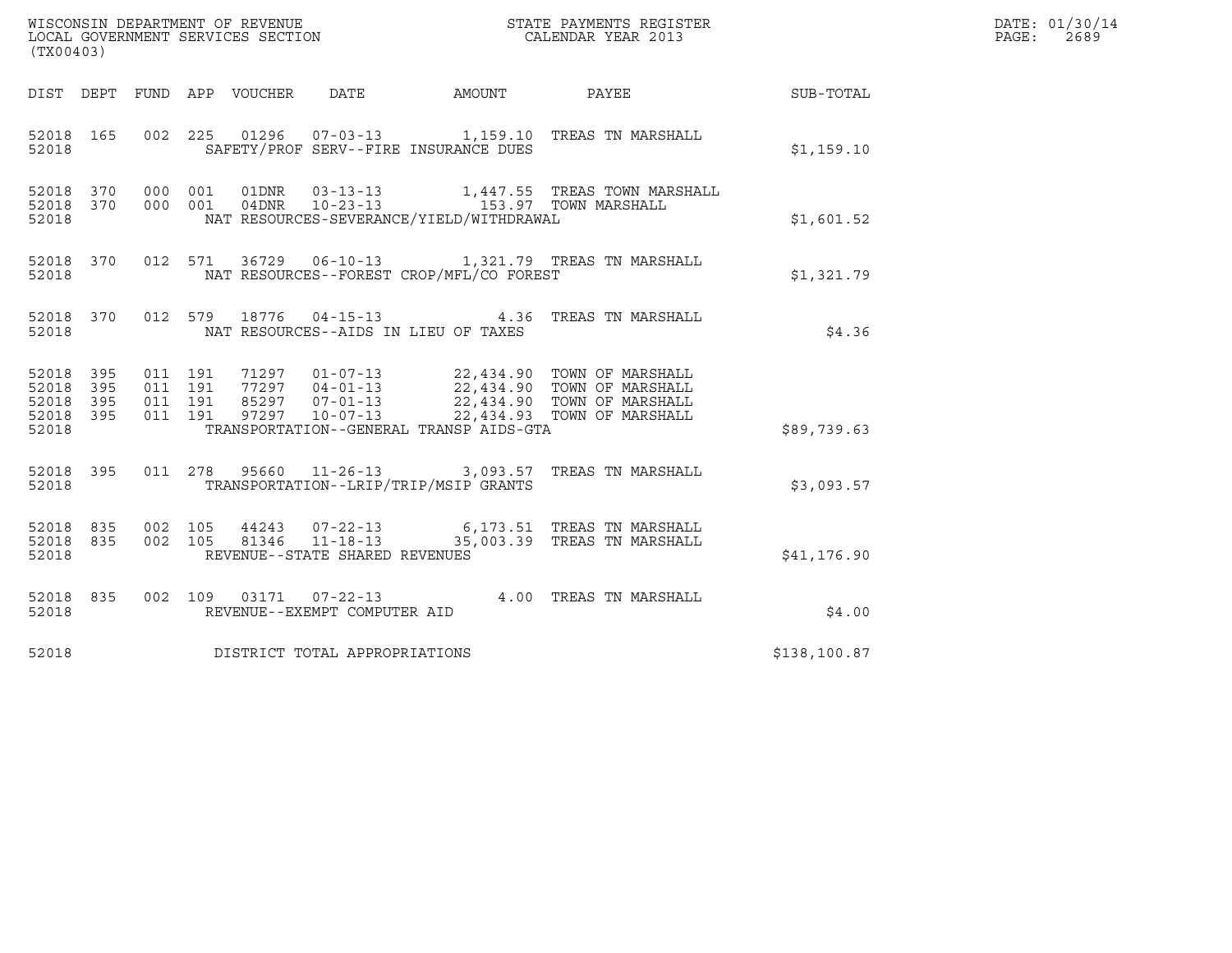WISCONSIN DEPARTMENT OF REVENUE
LOCAL GOVERNMENT SERVICES SECTION
(TX00403)

STATE PAYMENTS REGISTER
CALENDAR YEAR 2013

DATE: 01/30/14
PAGE: 2689

| DIST | DEPT | FUND | APP | VOUCHER | DATE | AMOUNT | PAYEE | SUB-TOTAL |
|---|---|---|---|---|---|---|---|---|
| 52018 | 165 | 002 | 225 | 01296 | 07-03-13 | 1,159.10 | TREAS TN MARSHALL | |
| 52018 | | | | SAFETY/PROF SERV--FIRE INSURANCE DUES | | | | $1,159.10 |
| 52018 | 370 | 000 | 001 | 01DNR | 03-13-13 | 1,447.55 | TREAS TOWN MARSHALL | |
| 52018 | 370 | 000 | 001 | 04DNR | 10-23-13 | 153.97 | TOWN MARSHALL | |
| 52018 | | | | NAT RESOURCES-SEVERANCE/YIELD/WITHDRAWAL | | | | $1,601.52 |
| 52018 | 370 | 012 | 571 | 36729 | 06-10-13 | 1,321.79 | TREAS TN MARSHALL | |
| 52018 | | | | NAT RESOURCES--FOREST CROP/MFL/CO FOREST | | | | $1,321.79 |
| 52018 | 370 | 012 | 579 | 18776 | 04-15-13 | 4.36 | TREAS TN MARSHALL | |
| 52018 | | | | NAT RESOURCES--AIDS IN LIEU OF TAXES | | | | $4.36 |
| 52018 | 395 | 011 | 191 | 71297 | 01-07-13 | 22,434.90 | TOWN OF MARSHALL | |
| 52018 | 395 | 011 | 191 | 77297 | 04-01-13 | 22,434.90 | TOWN OF MARSHALL | |
| 52018 | 395 | 011 | 191 | 85297 | 07-01-13 | 22,434.90 | TOWN OF MARSHALL | |
| 52018 | 395 | 011 | 191 | 97297 | 10-07-13 | 22,434.93 | TOWN OF MARSHALL | |
| 52018 | | | | TRANSPORTATION--GENERAL TRANSP AIDS-GTA | | | | $89,739.63 |
| 52018 | 395 | 011 | 278 | 95660 | 11-26-13 | 3,093.57 | TREAS TN MARSHALL | |
| 52018 | | | | TRANSPORTATION--LRIP/TRIP/MSIP GRANTS | | | | $3,093.57 |
| 52018 | 835 | 002 | 105 | 44243 | 07-22-13 | 6,173.51 | TREAS TN MARSHALL | |
| 52018 | 835 | 002 | 105 | 81346 | 11-18-13 | 35,003.39 | TREAS TN MARSHALL | |
| 52018 | | | | REVENUE--STATE SHARED REVENUES | | | | $41,176.90 |
| 52018 | 835 | 002 | 109 | 03171 | 07-22-13 | 4.00 | TREAS TN MARSHALL | |
| 52018 | | | | REVENUE--EXEMPT COMPUTER AID | | | | $4.00 |
| 52018 | | | | DISTRICT TOTAL APPROPRIATIONS | | | | $138,100.87 |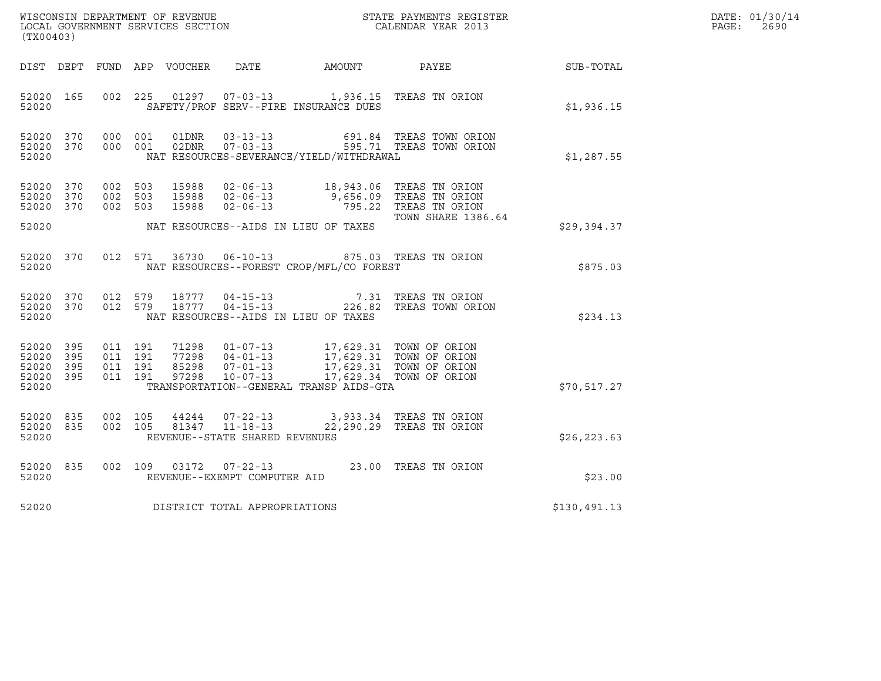WISCONSIN DEPARTMENT OF REVENUE
LOCAL GOVERNMENT SERVICES SECTION
(TX00403)

STATE PAYMENTS REGISTER
CALENDAR YEAR 2013

DATE: 01/30/14
PAGE: 2690

| DIST | DEPT | FUND | APP | VOUCHER | DATE | AMOUNT | PAYEE | SUB-TOTAL |
|---|---|---|---|---|---|---|---|---|
| 52020 | 165 | 002 | 225 | 01297 | 07-03-13 | 1,936.15 | TREAS TN ORION | |
| 52020 | | | | SAFETY/PROF SERV--FIRE INSURANCE DUES | | | | $1,936.15 |
| 52020 | 370 | 000 | 001 | 01DNR | 03-13-13 | 691.84 | TREAS TOWN ORION | |
| 52020 | 370 | 000 | 001 | 02DNR | 07-03-13 | 595.71 | TREAS TOWN ORION | |
| 52020 | | | | NAT RESOURCES-SEVERANCE/YIELD/WITHDRAWAL | | | | $1,287.55 |
| 52020 | 370 | 002 | 503 | 15988 | 02-06-13 | 18,943.06 | TREAS TN ORION | |
| 52020 | 370 | 002 | 503 | 15988 | 02-06-13 | 9,656.09 | TREAS TN ORION | |
| 52020 | 370 | 002 | 503 | 15988 | 02-06-13 | 795.22 | TREAS TN ORION TOWN SHARE 1386.64 | |
| 52020 | | | | NAT RESOURCES--AIDS IN LIEU OF TAXES | | | | $29,394.37 |
| 52020 | 370 | 012 | 571 | 36730 | 06-10-13 | 875.03 | TREAS TN ORION | |
| 52020 | | | | NAT RESOURCES--FOREST CROP/MFL/CO FOREST | | | | $875.03 |
| 52020 | 370 | 012 | 579 | 18777 | 04-15-13 | 7.31 | TREAS TN ORION | |
| 52020 | 370 | 012 | 579 | 18777 | 04-15-13 | 226.82 | TREAS TOWN ORION | |
| 52020 | | | | NAT RESOURCES--AIDS IN LIEU OF TAXES | | | | $234.13 |
| 52020 | 395 | 011 | 191 | 71298 | 01-07-13 | 17,629.31 | TOWN OF ORION | |
| 52020 | 395 | 011 | 191 | 77298 | 04-01-13 | 17,629.31 | TOWN OF ORION | |
| 52020 | 395 | 011 | 191 | 85298 | 07-01-13 | 17,629.31 | TOWN OF ORION | |
| 52020 | 395 | 011 | 191 | 97298 | 10-07-13 | 17,629.34 | TOWN OF ORION | |
| 52020 | | | | TRANSPORTATION--GENERAL TRANSP AIDS-GTA | | | | $70,517.27 |
| 52020 | 835 | 002 | 105 | 44244 | 07-22-13 | 3,933.34 | TREAS TN ORION | |
| 52020 | 835 | 002 | 105 | 81347 | 11-18-13 | 22,290.29 | TREAS TN ORION | |
| 52020 | | | | REVENUE--STATE SHARED REVENUES | | | | $26,223.63 |
| 52020 | 835 | 002 | 109 | 03172 | 07-22-13 | 23.00 | TREAS TN ORION | |
| 52020 | | | | REVENUE--EXEMPT COMPUTER AID | | | | $23.00 |
| 52020 | | | | DISTRICT TOTAL APPROPRIATIONS | | | | $130,491.13 |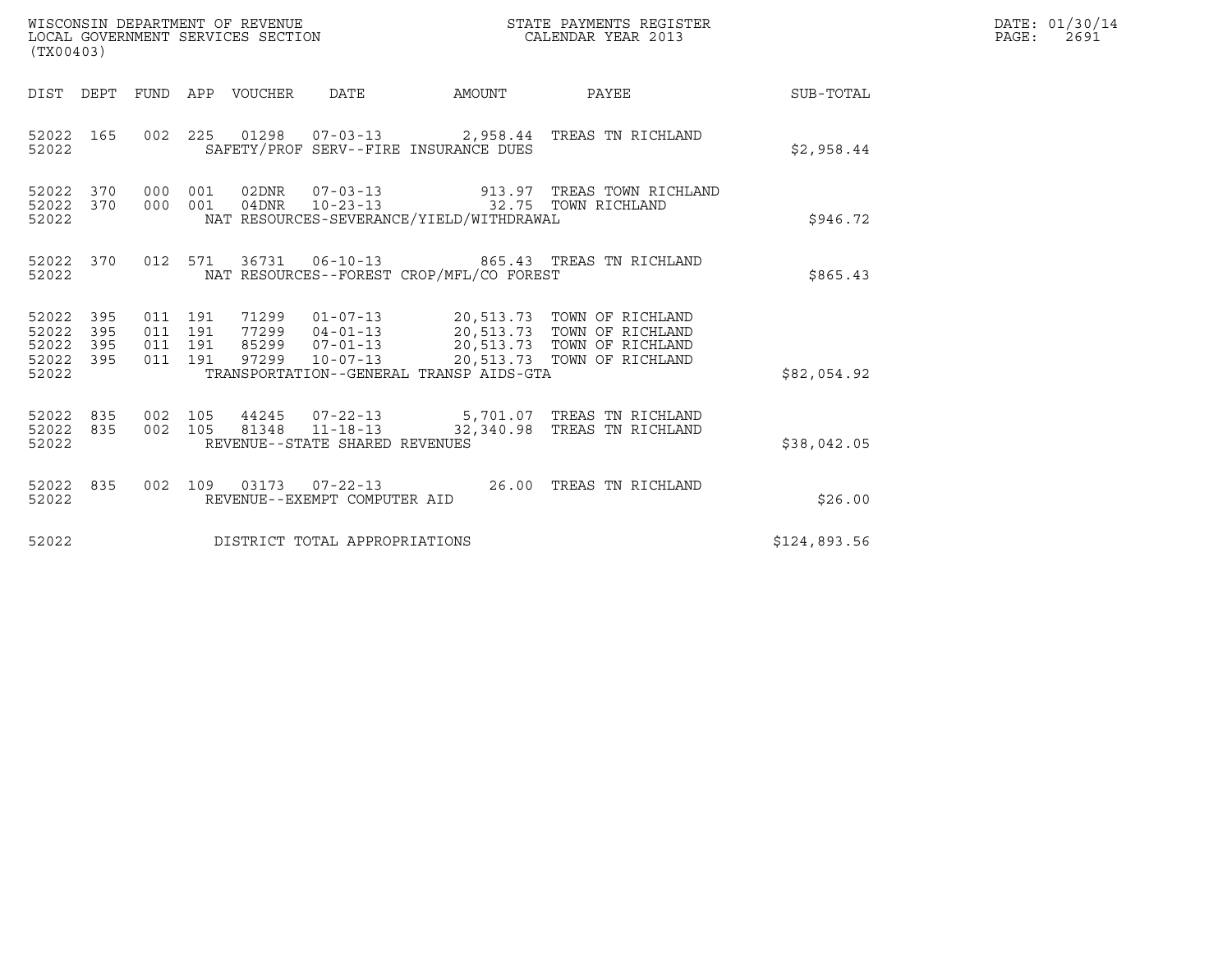WISCONSIN DEPARTMENT OF REVENUE
LOCAL GOVERNMENT SERVICES SECTION
(TX00403)

STATE PAYMENTS REGISTER
CALENDAR YEAR 2013

DATE: 01/30/14
PAGE: 2691

| DIST | DEPT | FUND | APP | VOUCHER | DATE | AMOUNT | PAYEE | SUB-TOTAL |
|---|---|---|---|---|---|---|---|---|
| 52022 | 165 | 002 | 225 | 01298 | 07-03-13 | 2,958.44 | TREAS TN RICHLAND | |
| 52022 | | | | SAFETY/PROF SERV--FIRE INSURANCE DUES | | | | $2,958.44 |
| 52022 | 370 | 000 | 001 | 02DNR | 07-03-13 | 913.97 | TREAS TOWN RICHLAND | |
| 52022 | 370 | 000 | 001 | 04DNR | 10-23-13 | 32.75 | TOWN RICHLAND | |
| 52022 | | | | NAT RESOURCES-SEVERANCE/YIELD/WITHDRAWAL | | | | $946.72 |
| 52022 | 370 | 012 | 571 | 36731 | 06-10-13 | 865.43 | TREAS TN RICHLAND | |
| 52022 | | | | NAT RESOURCES--FOREST CROP/MFL/CO FOREST | | | | $865.43 |
| 52022 | 395 | 011 | 191 | 71299 | 01-07-13 | 20,513.73 | TOWN OF RICHLAND | |
| 52022 | 395 | 011 | 191 | 77299 | 04-01-13 | 20,513.73 | TOWN OF RICHLAND | |
| 52022 | 395 | 011 | 191 | 85299 | 07-01-13 | 20,513.73 | TOWN OF RICHLAND | |
| 52022 | 395 | 011 | 191 | 97299 | 10-07-13 | 20,513.73 | TOWN OF RICHLAND | |
| 52022 | | | | TRANSPORTATION--GENERAL TRANSP AIDS-GTA | | | | $82,054.92 |
| 52022 | 835 | 002 | 105 | 44245 | 07-22-13 | 5,701.07 | TREAS TN RICHLAND | |
| 52022 | 835 | 002 | 105 | 81348 | 11-18-13 | 32,340.98 | TREAS TN RICHLAND | |
| 52022 | | | | REVENUE--STATE SHARED REVENUES | | | | $38,042.05 |
| 52022 | 835 | 002 | 109 | 03173 | 07-22-13 | 26.00 | TREAS TN RICHLAND | |
| 52022 | | | | REVENUE--EXEMPT COMPUTER AID | | | | $26.00 |
| 52022 | | | | DISTRICT TOTAL APPROPRIATIONS | | | | $124,893.56 |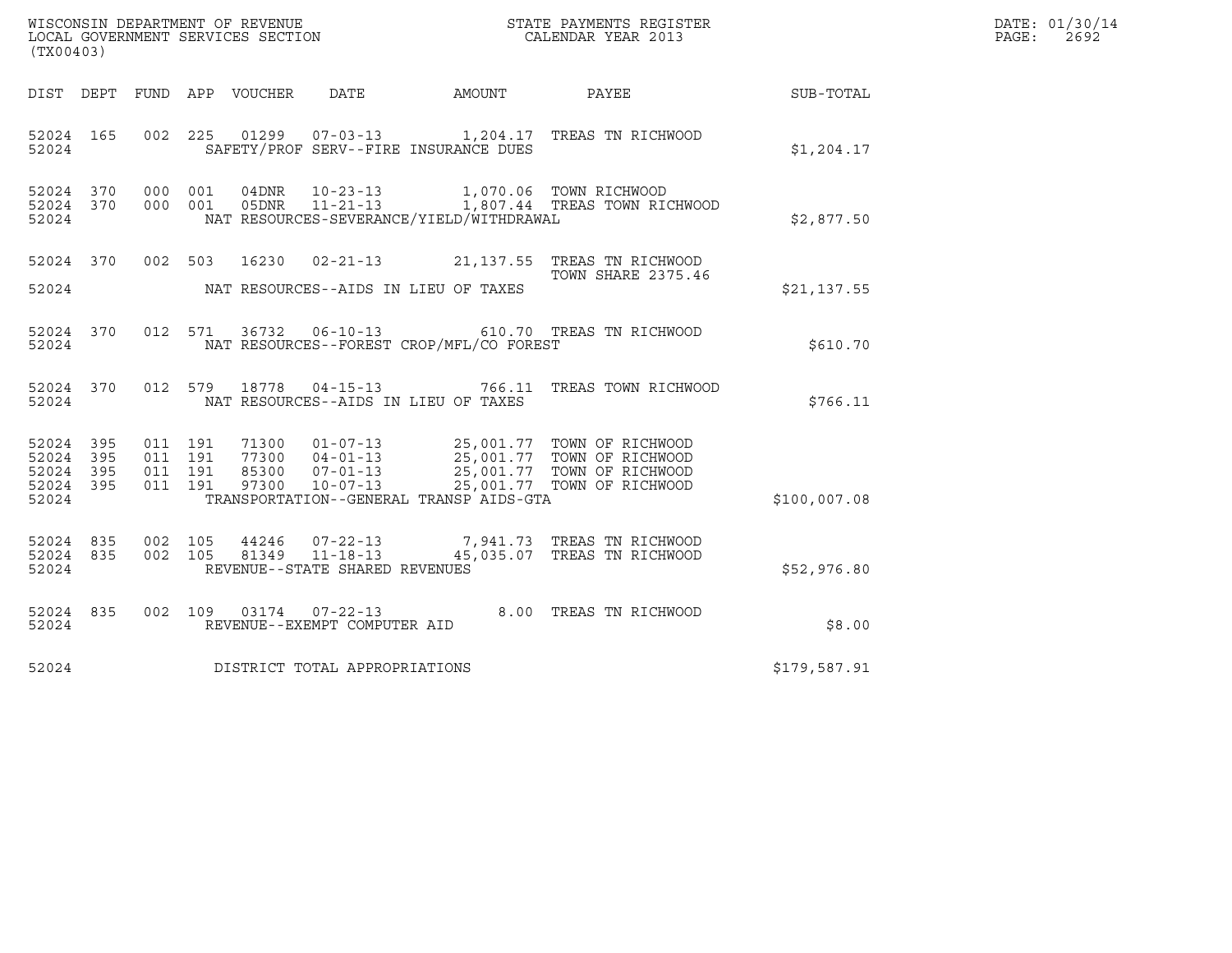WISCONSIN DEPARTMENT OF REVENUE
LOCAL GOVERNMENT SERVICES SECTION
(TX00403)

STATE PAYMENTS REGISTER
CALENDAR YEAR 2013

DATE: 01/30/14
PAGE: 2692

| DIST | DEPT | FUND | APP | VOUCHER | DATE | AMOUNT | PAYEE | SUB-TOTAL |
|---|---|---|---|---|---|---|---|---|
| 52024 | 165 | 002 | 225 | 01299 | 07-03-13 | 1,204.17 | TREAS TN RICHWOOD | |
| 52024 | | | | SAFETY/PROF SERV--FIRE INSURANCE DUES | | | | $1,204.17 |
| 52024 | 370 | 000 | 001 | 04DNR | 10-23-13 | 1,070.06 | TOWN RICHWOOD | |
| 52024 | 370 | 000 | 001 | 05DNR | 11-21-13 | 1,807.44 | TREAS TOWN RICHWOOD | |
| 52024 | | | | NAT RESOURCES-SEVERANCE/YIELD/WITHDRAWAL | | | | $2,877.50 |
| 52024 | 370 | 002 | 503 | 16230 | 02-21-13 | 21,137.55 | TREAS TN RICHWOOD TOWN SHARE 2375.46 | |
| 52024 | | | | NAT RESOURCES--AIDS IN LIEU OF TAXES | | | | $21,137.55 |
| 52024 | 370 | 012 | 571 | 36732 | 06-10-13 | 610.70 | TREAS TN RICHWOOD | |
| 52024 | | | | NAT RESOURCES--FOREST CROP/MFL/CO FOREST | | | | $610.70 |
| 52024 | 370 | 012 | 579 | 18778 | 04-15-13 | 766.11 | TREAS TOWN RICHWOOD | |
| 52024 | | | | NAT RESOURCES--AIDS IN LIEU OF TAXES | | | | $766.11 |
| 52024 | 395 | 011 | 191 | 71300 | 01-07-13 | 25,001.77 | TOWN OF RICHWOOD | |
| 52024 | 395 | 011 | 191 | 77300 | 04-01-13 | 25,001.77 | TOWN OF RICHWOOD | |
| 52024 | 395 | 011 | 191 | 85300 | 07-01-13 | 25,001.77 | TOWN OF RICHWOOD | |
| 52024 | 395 | 011 | 191 | 97300 | 10-07-13 | 25,001.77 | TOWN OF RICHWOOD | |
| 52024 | | | | TRANSPORTATION--GENERAL TRANSP AIDS-GTA | | | | $100,007.08 |
| 52024 | 835 | 002 | 105 | 44246 | 07-22-13 | 7,941.73 | TREAS TN RICHWOOD | |
| 52024 | 835 | 002 | 105 | 81349 | 11-18-13 | 45,035.07 | TREAS TN RICHWOOD | |
| 52024 | | | | REVENUE--STATE SHARED REVENUES | | | | $52,976.80 |
| 52024 | 835 | 002 | 109 | 03174 | 07-22-13 | 8.00 | TREAS TN RICHWOOD | |
| 52024 | | | | REVENUE--EXEMPT COMPUTER AID | | | | $8.00 |
| 52024 | | | | DISTRICT TOTAL APPROPRIATIONS | | | | $179,587.91 |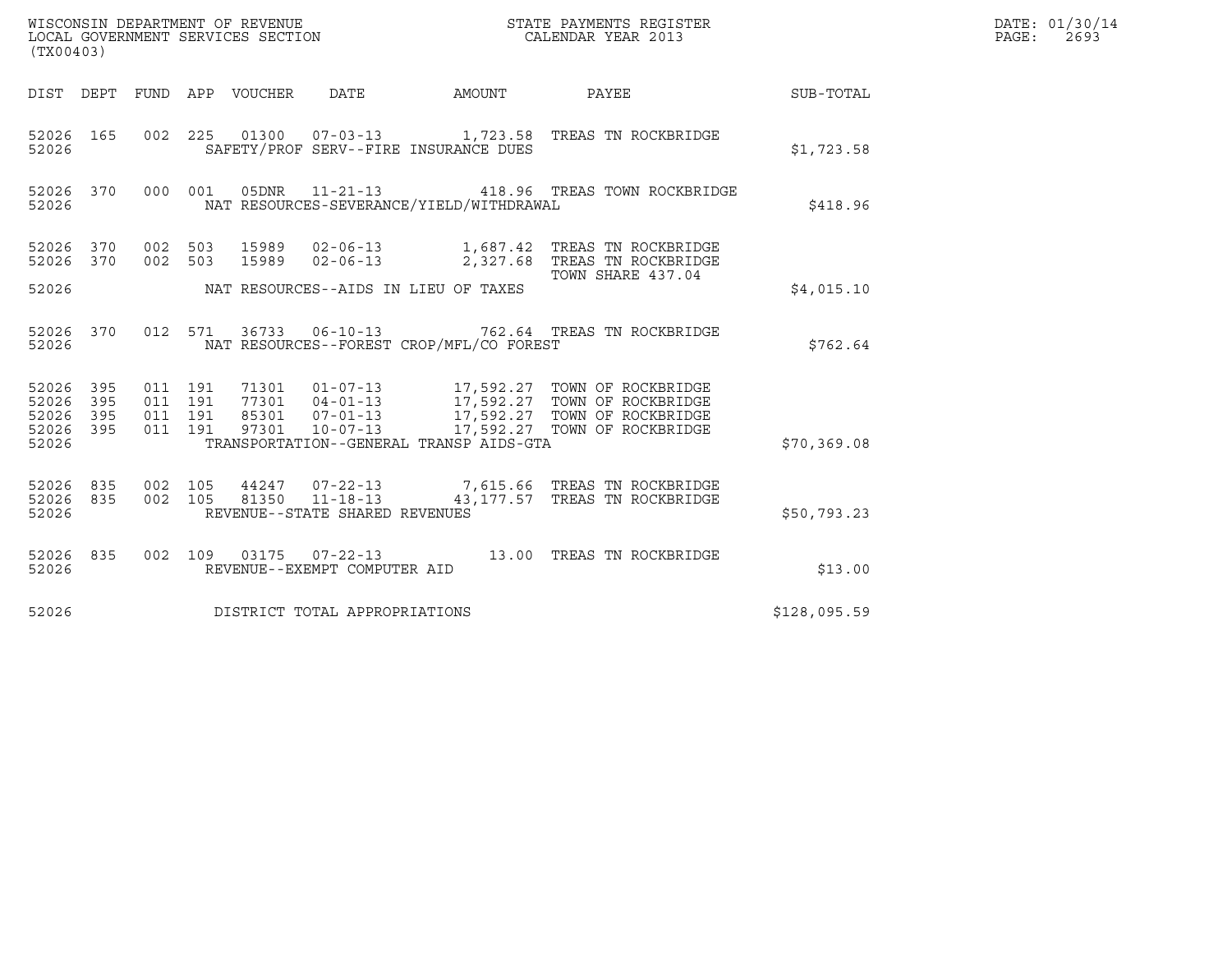WISCONSIN DEPARTMENT OF REVENUE
LOCAL GOVERNMENT SERVICES SECTION
(TX00403)

STATE PAYMENTS REGISTER
CALENDAR YEAR 2013

DATE: 01/30/14
PAGE: 2693

| DIST | DEPT | FUND | APP | VOUCHER | DATE | AMOUNT | PAYEE | SUB-TOTAL |
|---|---|---|---|---|---|---|---|---|
| 52026 | 165 | 002 | 225 | 01300 | 07-03-13 | 1,723.58 | TREAS TN ROCKBRIDGE | |
| 52026 | | | | SAFETY/PROF SERV--FIRE INSURANCE DUES | | | | $1,723.58 |
| 52026 | 370 | 000 | 001 | 05DNR | 11-21-13 | 418.96 | TREAS TOWN ROCKBRIDGE | |
| 52026 | | | | NAT RESOURCES-SEVERANCE/YIELD/WITHDRAWAL | | | | $418.96 |
| 52026 | 370 | 002 | 503 | 15989 | 02-06-13 | 1,687.42 | TREAS TN ROCKBRIDGE | |
| 52026 | 370 | 002 | 503 | 15989 | 02-06-13 | 2,327.68 | TREAS TN ROCKBRIDGE TOWN SHARE 437.04 | |
| 52026 | | | | NAT RESOURCES--AIDS IN LIEU OF TAXES | | | | $4,015.10 |
| 52026 | 370 | 012 | 571 | 36733 | 06-10-13 | 762.64 | TREAS TN ROCKBRIDGE | |
| 52026 | | | | NAT RESOURCES--FOREST CROP/MFL/CO FOREST | | | | $762.64 |
| 52026 | 395 | 011 | 191 | 71301 | 01-07-13 | 17,592.27 | TOWN OF ROCKBRIDGE | |
| 52026 | 395 | 011 | 191 | 77301 | 04-01-13 | 17,592.27 | TOWN OF ROCKBRIDGE | |
| 52026 | 395 | 011 | 191 | 85301 | 07-01-13 | 17,592.27 | TOWN OF ROCKBRIDGE | |
| 52026 | 395 | 011 | 191 | 97301 | 10-07-13 | 17,592.27 | TOWN OF ROCKBRIDGE | |
| 52026 | | | | TRANSPORTATION--GENERAL TRANSP AIDS-GTA | | | | $70,369.08 |
| 52026 | 835 | 002 | 105 | 44247 | 07-22-13 | 7,615.66 | TREAS TN ROCKBRIDGE | |
| 52026 | 835 | 002 | 105 | 81350 | 11-18-13 | 43,177.57 | TREAS TN ROCKBRIDGE | |
| 52026 | | | | REVENUE--STATE SHARED REVENUES | | | | $50,793.23 |
| 52026 | 835 | 002 | 109 | 03175 | 07-22-13 | 13.00 | TREAS TN ROCKBRIDGE | |
| 52026 | | | | REVENUE--EXEMPT COMPUTER AID | | | | $13.00 |
| 52026 | | | | DISTRICT TOTAL APPROPRIATIONS | | | | $128,095.59 |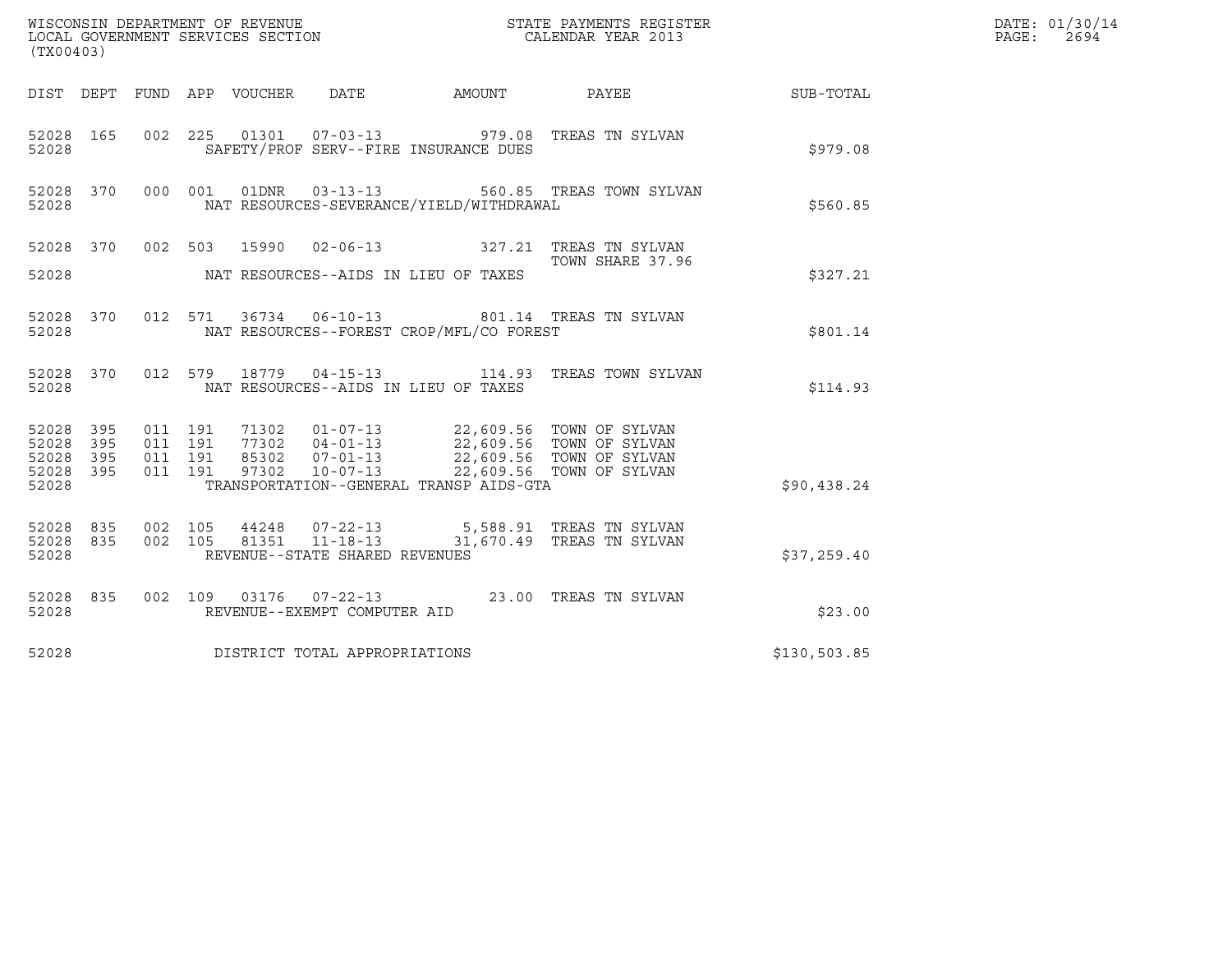WISCONSIN DEPARTMENT OF REVENUE
LOCAL GOVERNMENT SERVICES SECTION
(TX00403)

STATE PAYMENTS REGISTER
CALENDAR YEAR 2013

DATE: 01/30/14
PAGE: 2694

| DIST | DEPT | FUND | APP | VOUCHER | DATE | AMOUNT | PAYEE | SUB-TOTAL |
|---|---|---|---|---|---|---|---|---|
| 52028 | 165 | 002 | 225 | 01301 | 07-03-13 | 979.08 | TREAS TN SYLVAN | |
| 52028 | | | | SAFETY/PROF SERV--FIRE INSURANCE DUES | | | | $979.08 |
| 52028 | 370 | 000 | 001 | 01DNR | 03-13-13 | 560.85 | TREAS TOWN SYLVAN | |
| 52028 | | | | NAT RESOURCES-SEVERANCE/YIELD/WITHDRAWAL | | | | $560.85 |
| 52028 | 370 | 002 | 503 | 15990 | 02-06-13 | 327.21 | TREAS TN SYLVAN TOWN SHARE 37.96 | |
| 52028 | | | | NAT RESOURCES--AIDS IN LIEU OF TAXES | | | | $327.21 |
| 52028 | 370 | 012 | 571 | 36734 | 06-10-13 | 801.14 | TREAS TN SYLVAN | |
| 52028 | | | | NAT RESOURCES--FOREST CROP/MFL/CO FOREST | | | | $801.14 |
| 52028 | 370 | 012 | 579 | 18779 | 04-15-13 | 114.93 | TREAS TOWN SYLVAN | |
| 52028 | | | | NAT RESOURCES--AIDS IN LIEU OF TAXES | | | | $114.93 |
| 52028 | 395 | 011 | 191 | 71302 | 01-07-13 | 22,609.56 | TOWN OF SYLVAN | |
| 52028 | 395 | 011 | 191 | 77302 | 04-01-13 | 22,609.56 | TOWN OF SYLVAN | |
| 52028 | 395 | 011 | 191 | 85302 | 07-01-13 | 22,609.56 | TOWN OF SYLVAN | |
| 52028 | 395 | 011 | 191 | 97302 | 10-07-13 | 22,609.56 | TOWN OF SYLVAN | |
| 52028 | | | | TRANSPORTATION--GENERAL TRANSP AIDS-GTA | | | | $90,438.24 |
| 52028 | 835 | 002 | 105 | 44248 | 07-22-13 | 5,588.91 | TREAS TN SYLVAN | |
| 52028 | 835 | 002 | 105 | 81351 | 11-18-13 | 31,670.49 | TREAS TN SYLVAN | |
| 52028 | | | | REVENUE--STATE SHARED REVENUES | | | | $37,259.40 |
| 52028 | 835 | 002 | 109 | 03176 | 07-22-13 | 23.00 | TREAS TN SYLVAN | |
| 52028 | | | | REVENUE--EXEMPT COMPUTER AID | | | | $23.00 |
| 52028 | | | | DISTRICT TOTAL APPROPRIATIONS | | | | $130,503.85 |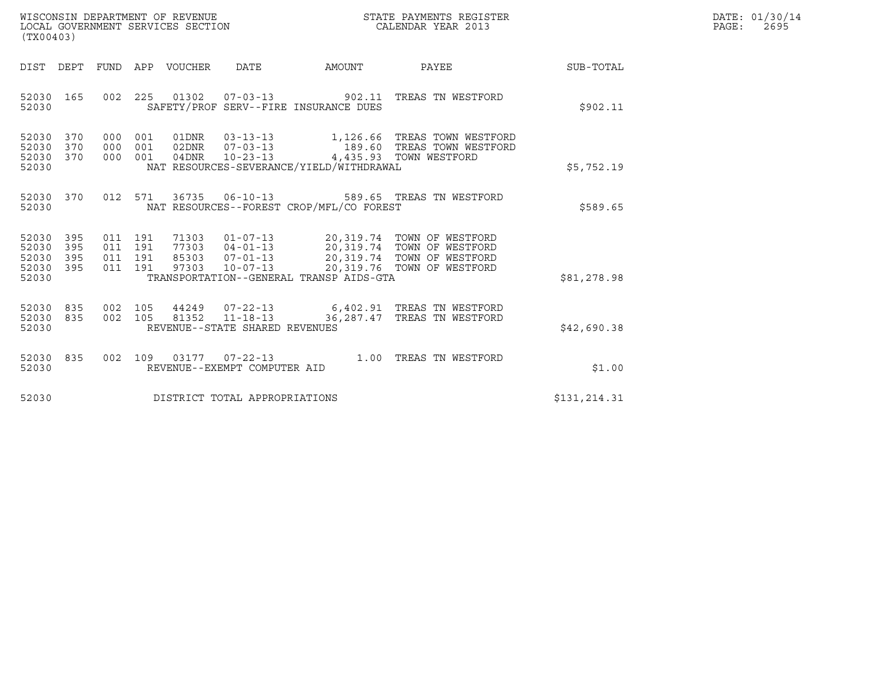WISCONSIN DEPARTMENT OF REVENUE
LOCAL GOVERNMENT SERVICES SECTION
(TX00403)

STATE PAYMENTS REGISTER
CALENDAR YEAR 2013

DATE: 01/30/14
PAGE: 2695

| DIST | DEPT | FUND | APP | VOUCHER | DATE | AMOUNT | PAYEE | SUB-TOTAL |
|---|---|---|---|---|---|---|---|---|
| 52030 | 165 | 002 | 225 | 01302 | 07-03-13 | 902.11 | TREAS TN WESTFORD | |
| 52030 | | | | SAFETY/PROF SERV--FIRE INSURANCE DUES | | | | $902.11 |
| 52030 | 370 | 000 | 001 | 01DNR | 03-13-13 | 1,126.66 | TREAS TOWN WESTFORD | |
| 52030 | 370 | 000 | 001 | 02DNR | 07-03-13 | 189.60 | TREAS TOWN WESTFORD | |
| 52030 | 370 | 000 | 001 | 04DNR | 10-23-13 | 4,435.93 | TOWN WESTFORD | |
| 52030 | | | | NAT RESOURCES-SEVERANCE/YIELD/WITHDRAWAL | | | | $5,752.19 |
| 52030 | 370 | 012 | 571 | 36735 | 06-10-13 | 589.65 | TREAS TN WESTFORD | |
| 52030 | | | | NAT RESOURCES--FOREST CROP/MFL/CO FOREST | | | | $589.65 |
| 52030 | 395 | 011 | 191 | 71303 | 01-07-13 | 20,319.74 | TOWN OF WESTFORD | |
| 52030 | 395 | 011 | 191 | 77303 | 04-01-13 | 20,319.74 | TOWN OF WESTFORD | |
| 52030 | 395 | 011 | 191 | 85303 | 07-01-13 | 20,319.74 | TOWN OF WESTFORD | |
| 52030 | 395 | 011 | 191 | 97303 | 10-07-13 | 20,319.76 | TOWN OF WESTFORD | |
| 52030 | | | | TRANSPORTATION--GENERAL TRANSP AIDS-GTA | | | | $81,278.98 |
| 52030 | 835 | 002 | 105 | 44249 | 07-22-13 | 6,402.91 | TREAS TN WESTFORD | |
| 52030 | 835 | 002 | 105 | 81352 | 11-18-13 | 36,287.47 | TREAS TN WESTFORD | |
| 52030 | | | | REVENUE--STATE SHARED REVENUES | | | | $42,690.38 |
| 52030 | 835 | 002 | 109 | 03177 | 07-22-13 | 1.00 | TREAS TN WESTFORD | |
| 52030 | | | | REVENUE--EXEMPT COMPUTER AID | | | | $1.00 |
| 52030 | | | | DISTRICT TOTAL APPROPRIATIONS | | | | $131,214.31 |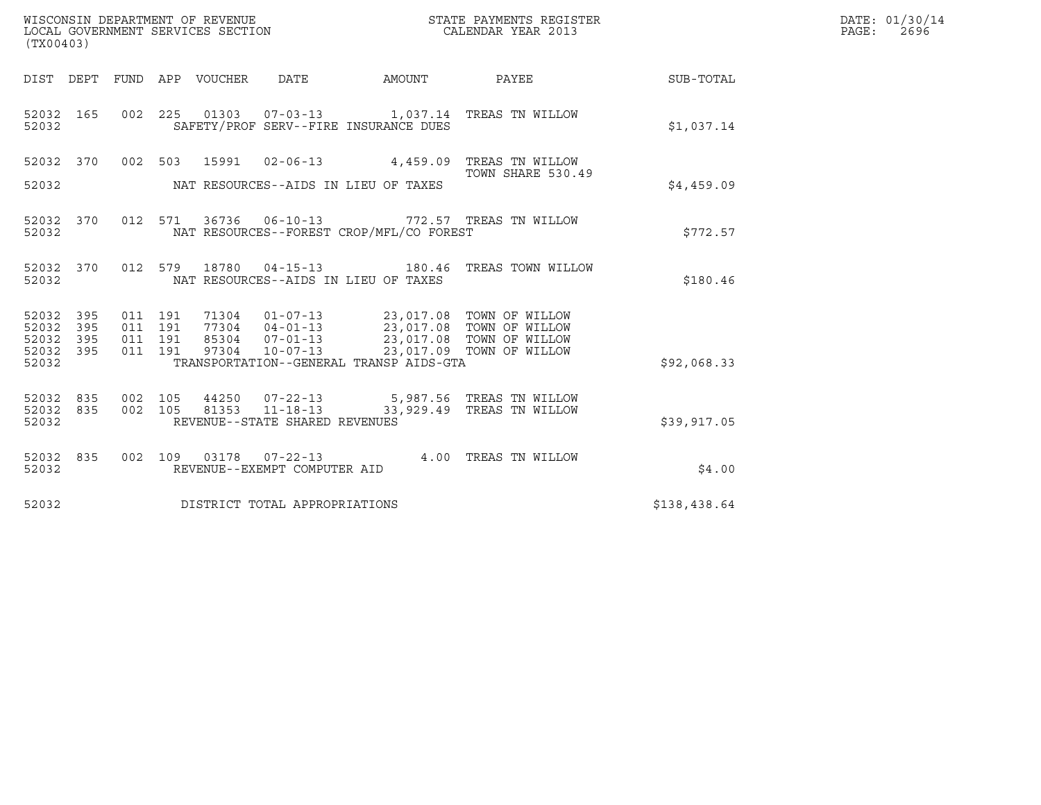WISCONSIN DEPARTMENT OF REVENUE
LOCAL GOVERNMENT SERVICES SECTION
(TX00403)

STATE PAYMENTS REGISTER
CALENDAR YEAR 2013

DATE: 01/30/14
PAGE: 2696

| DIST | DEPT | FUND | APP | VOUCHER | DATE | AMOUNT | PAYEE | SUB-TOTAL |
|---|---|---|---|---|---|---|---|---|
| 52032 | 165 | 002 | 225 | 01303 | 07-03-13 | 1,037.14 | TREAS TN WILLOW | |
| 52032 | | | | SAFETY/PROF SERV--FIRE INSURANCE DUES | | | | $1,037.14 |
| 52032 | 370 | 002 | 503 | 15991 | 02-06-13 | 4,459.09 | TREAS TN WILLOW TOWN SHARE 530.49 | |
| 52032 | | | | NAT RESOURCES--AIDS IN LIEU OF TAXES | | | | $4,459.09 |
| 52032 | 370 | 012 | 571 | 36736 | 06-10-13 | 772.57 | TREAS TN WILLOW | |
| 52032 | | | | NAT RESOURCES--FOREST CROP/MFL/CO FOREST | | | | $772.57 |
| 52032 | 370 | 012 | 579 | 18780 | 04-15-13 | 180.46 | TREAS TOWN WILLOW | |
| 52032 | | | | NAT RESOURCES--AIDS IN LIEU OF TAXES | | | | $180.46 |
| 52032 | 395 | 011 | 191 | 71304 | 01-07-13 | 23,017.08 | TOWN OF WILLOW | |
| 52032 | 395 | 011 | 191 | 77304 | 04-01-13 | 23,017.08 | TOWN OF WILLOW | |
| 52032 | 395 | 011 | 191 | 85304 | 07-01-13 | 23,017.08 | TOWN OF WILLOW | |
| 52032 | 395 | 011 | 191 | 97304 | 10-07-13 | 23,017.09 | TOWN OF WILLOW | |
| 52032 | | | | TRANSPORTATION--GENERAL TRANSP AIDS-GTA | | | | $92,068.33 |
| 52032 | 835 | 002 | 105 | 44250 | 07-22-13 | 5,987.56 | TREAS TN WILLOW | |
| 52032 | 835 | 002 | 105 | 81353 | 11-18-13 | 33,929.49 | TREAS TN WILLOW | |
| 52032 | | | | REVENUE--STATE SHARED REVENUES | | | | $39,917.05 |
| 52032 | 835 | 002 | 109 | 03178 | 07-22-13 | 4.00 | TREAS TN WILLOW | |
| 52032 | | | | REVENUE--EXEMPT COMPUTER AID | | | | $4.00 |
| 52032 | | | | DISTRICT TOTAL APPROPRIATIONS | | | | $138,438.64 |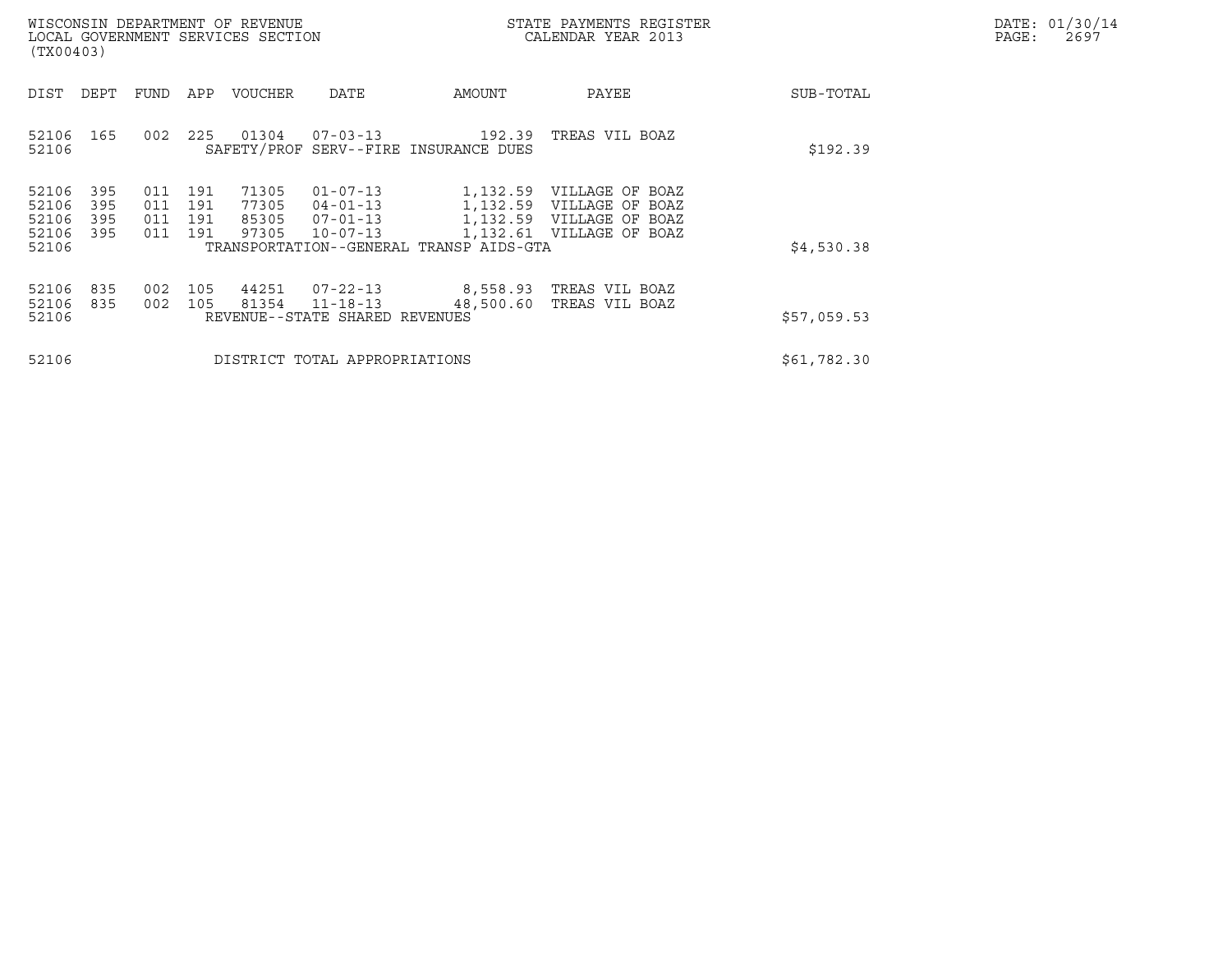WISCONSIN DEPARTMENT OF REVENUE
LOCAL GOVERNMENT SERVICES SECTION
(TX00403)

STATE PAYMENTS REGISTER
CALENDAR YEAR 2013

DATE: 01/30/14

| DIST | DEPT | FUND | APP | VOUCHER | DATE | AMOUNT | PAYEE | SUB-TOTAL |
|---|---|---|---|---|---|---|---|---|
| 52106 | 165 | 002 | 225 | 01304 | 07-03-13 | 192.39 | TREAS VIL BOAZ | |
| 52106 | | | | SAFETY/PROF SERV--FIRE INSURANCE DUES | | | | $192.39 |
| 52106 | 395 | 011 | 191 | 71305 | 01-07-13 | 1,132.59 | VILLAGE OF BOAZ | |
| 52106 | 395 | 011 | 191 | 77305 | 04-01-13 | 1,132.59 | VILLAGE OF BOAZ | |
| 52106 | 395 | 011 | 191 | 85305 | 07-01-13 | 1,132.59 | VILLAGE OF BOAZ | |
| 52106 | 395 | 011 | 191 | 97305 | 10-07-13 | 1,132.61 | VILLAGE OF BOAZ | |
| 52106 | | | | TRANSPORTATION--GENERAL TRANSP AIDS-GTA | | | | $4,530.38 |
| 52106 | 835 | 002 | 105 | 44251 | 07-22-13 | 8,558.93 | TREAS VIL BOAZ | |
| 52106 | 835 | 002 | 105 | 81354 | 11-18-13 | 48,500.60 | TREAS VIL BOAZ | |
| 52106 | | | | REVENUE--STATE SHARED REVENUES | | | | $57,059.53 |
| 52106 | | | | DISTRICT TOTAL APPROPRIATIONS | | | | $61,782.30 |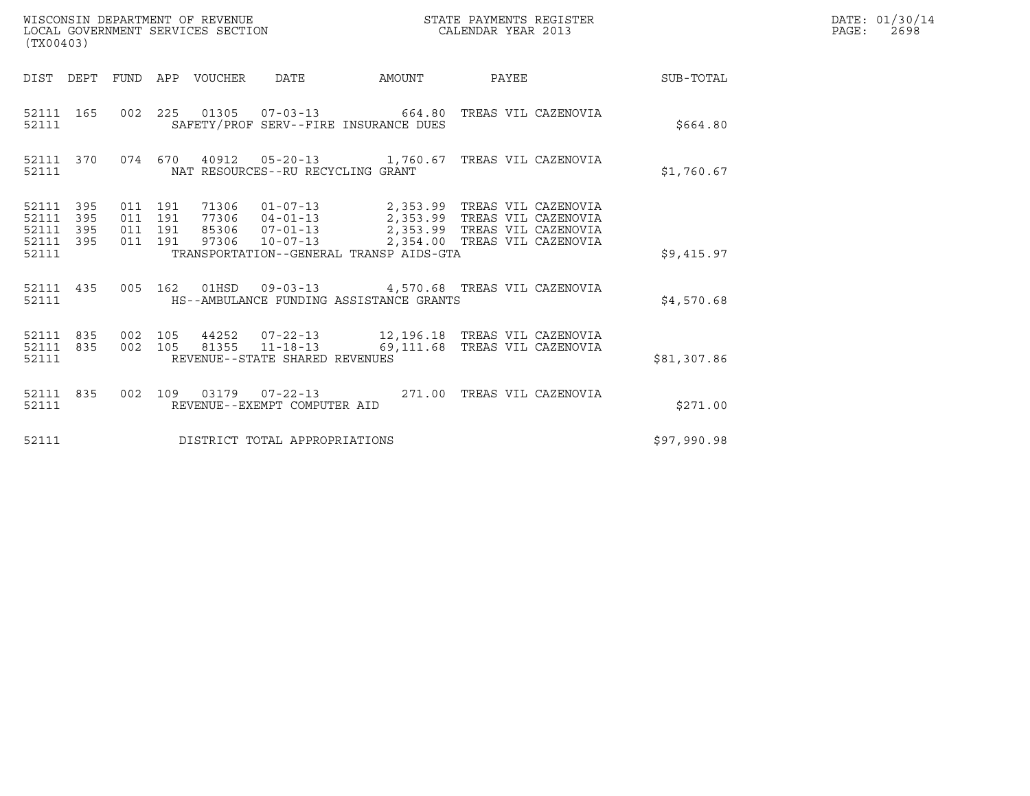WISCONSIN DEPARTMENT OF REVENUE
LOCAL GOVERNMENT SERVICES SECTION
(TX00403)

STATE PAYMENTS REGISTER
CALENDAR YEAR 2013

DATE: 01/30/14
PAGE: 2698

| DIST | DEPT | FUND | APP | VOUCHER | DATE | AMOUNT | PAYEE | SUB-TOTAL |
|---|---|---|---|---|---|---|---|---|
| 52111 | 165 | 002 | 225 | 01305 | 07-03-13 | 664.80 | TREAS VIL CAZENOVIA | |
| 52111 | | | | SAFETY/PROF SERV--FIRE INSURANCE DUES | | | | $664.80 |
| 52111 | 370 | 074 | 670 | 40912 | 05-20-13 | 1,760.67 | TREAS VIL CAZENOVIA | |
| 52111 | | | | NAT RESOURCES--RU RECYCLING GRANT | | | | $1,760.67 |
| 52111 | 395 | 011 | 191 | 71306 | 01-07-13 | 2,353.99 | TREAS VIL CAZENOVIA | |
| 52111 | 395 | 011 | 191 | 77306 | 04-01-13 | 2,353.99 | TREAS VIL CAZENOVIA | |
| 52111 | 395 | 011 | 191 | 85306 | 07-01-13 | 2,353.99 | TREAS VIL CAZENOVIA | |
| 52111 | 395 | 011 | 191 | 97306 | 10-07-13 | 2,354.00 | TREAS VIL CAZENOVIA | |
| 52111 | | | | TRANSPORTATION--GENERAL TRANSP AIDS-GTA | | | | $9,415.97 |
| 52111 | 435 | 005 | 162 | 01HSD | 09-03-13 | 4,570.68 | TREAS VIL CAZENOVIA | |
| 52111 | | | | HS--AMBULANCE FUNDING ASSISTANCE GRANTS | | | | $4,570.68 |
| 52111 | 835 | 002 | 105 | 44252 | 07-22-13 | 12,196.18 | TREAS VIL CAZENOVIA | |
| 52111 | 835 | 002 | 105 | 81355 | 11-18-13 | 69,111.68 | TREAS VIL CAZENOVIA | |
| 52111 | | | | REVENUE--STATE SHARED REVENUES | | | | $81,307.86 |
| 52111 | 835 | 002 | 109 | 03179 | 07-22-13 | 271.00 | TREAS VIL CAZENOVIA | |
| 52111 | | | | REVENUE--EXEMPT COMPUTER AID | | | | $271.00 |
| 52111 | | | | DISTRICT TOTAL APPROPRIATIONS | | | | $97,990.98 |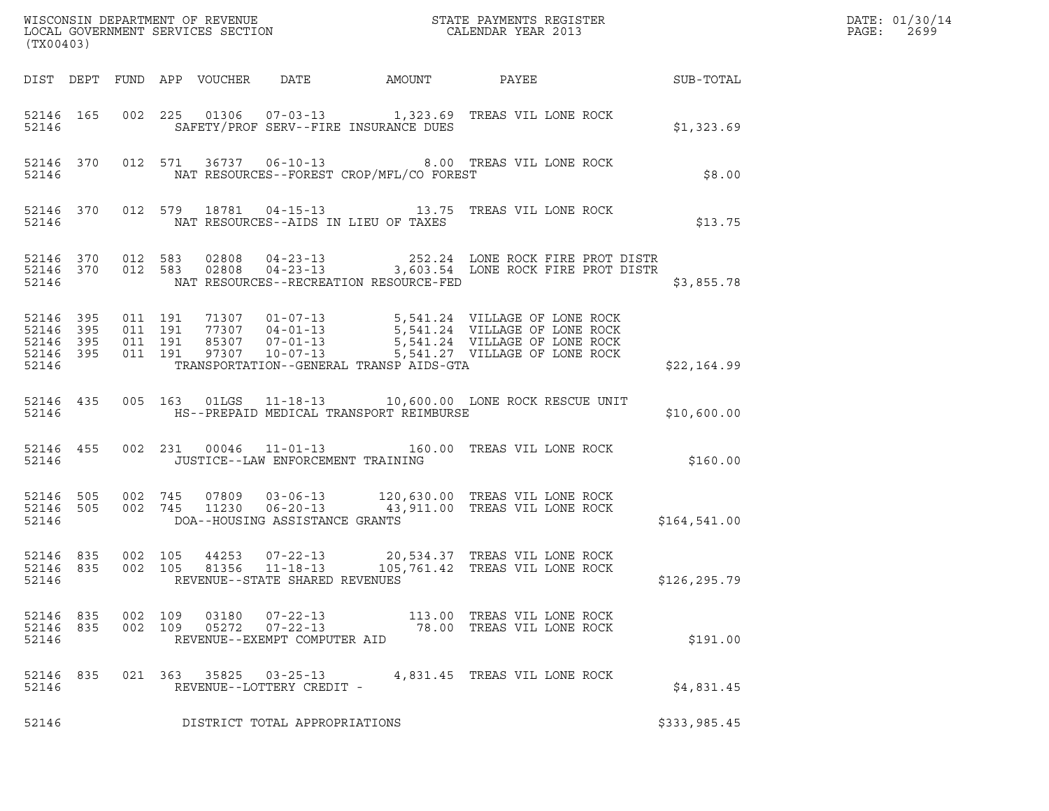WISCONSIN DEPARTMENT OF REVENUE
LOCAL GOVERNMENT SERVICES SECTION
(TX00403)

STATE PAYMENTS REGISTER
CALENDAR YEAR 2013

DATE: 01/30/14
PAGE: 2699

| DIST | DEPT | FUND | APP | VOUCHER | DATE | AMOUNT | PAYEE | SUB-TOTAL |
|---|---|---|---|---|---|---|---|---|
| 52146 | 165 | 002 | 225 | 01306 | 07-03-13 | 1,323.69 | TREAS VIL LONE ROCK | |
| 52146 | | | | SAFETY/PROF SERV--FIRE INSURANCE DUES | | | | $1,323.69 |
| 52146 | 370 | 012 | 571 | 36737 | 06-10-13 | 8.00 | TREAS VIL LONE ROCK | |
| 52146 | | | | NAT RESOURCES--FOREST CROP/MFL/CO FOREST | | | | $8.00 |
| 52146 | 370 | 012 | 579 | 18781 | 04-15-13 | 13.75 | TREAS VIL LONE ROCK | |
| 52146 | | | | NAT RESOURCES--AIDS IN LIEU OF TAXES | | | | $13.75 |
| 52146 | 370 | 012 | 583 | 02808 | 04-23-13 | 252.24 | LONE ROCK FIRE PROT DISTR | |
| 52146 | 370 | 012 | 583 | 02808 | 04-23-13 | 3,603.54 | LONE ROCK FIRE PROT DISTR | |
| 52146 | | | | NAT RESOURCES--RECREATION RESOURCE-FED | | | | $3,855.78 |
| 52146 | 395 | 011 | 191 | 71307 | 01-07-13 | 5,541.24 | VILLAGE OF LONE ROCK | |
| 52146 | 395 | 011 | 191 | 77307 | 04-01-13 | 5,541.24 | VILLAGE OF LONE ROCK | |
| 52146 | 395 | 011 | 191 | 85307 | 07-01-13 | 5,541.24 | VILLAGE OF LONE ROCK | |
| 52146 | 395 | 011 | 191 | 97307 | 10-07-13 | 5,541.27 | VILLAGE OF LONE ROCK | |
| 52146 | | | | TRANSPORTATION--GENERAL TRANSP AIDS-GTA | | | | $22,164.99 |
| 52146 | 435 | 005 | 163 | 01LGS | 11-18-13 | 10,600.00 | LONE ROCK RESCUE UNIT | |
| 52146 | | | | HS--PREPAID MEDICAL TRANSPORT REIMBURSE | | | | $10,600.00 |
| 52146 | 455 | 002 | 231 | 00046 | 11-01-13 | 160.00 | TREAS VIL LONE ROCK | |
| 52146 | | | | JUSTICE--LAW ENFORCEMENT TRAINING | | | | $160.00 |
| 52146 | 505 | 002 | 745 | 07809 | 03-06-13 | 120,630.00 | TREAS VIL LONE ROCK | |
| 52146 | 505 | 002 | 745 | 11230 | 06-20-13 | 43,911.00 | TREAS VIL LONE ROCK | |
| 52146 | | | | DOA--HOUSING ASSISTANCE GRANTS | | | | $164,541.00 |
| 52146 | 835 | 002 | 105 | 44253 | 07-22-13 | 20,534.37 | TREAS VIL LONE ROCK | |
| 52146 | 835 | 002 | 105 | 81356 | 11-18-13 | 105,761.42 | TREAS VIL LONE ROCK | |
| 52146 | | | | REVENUE--STATE SHARED REVENUES | | | | $126,295.79 |
| 52146 | 835 | 002 | 109 | 03180 | 07-22-13 | 113.00 | TREAS VIL LONE ROCK | |
| 52146 | 835 | 002 | 109 | 05272 | 07-22-13 | 78.00 | TREAS VIL LONE ROCK | |
| 52146 | | | | REVENUE--EXEMPT COMPUTER AID | | | | $191.00 |
| 52146 | 835 | 021 | 363 | 35825 | 03-25-13 | 4,831.45 | TREAS VIL LONE ROCK | |
| 52146 | | | | REVENUE--LOTTERY CREDIT - | | | | $4,831.45 |
| 52146 | | | | DISTRICT TOTAL APPROPRIATIONS | | | | $333,985.45 |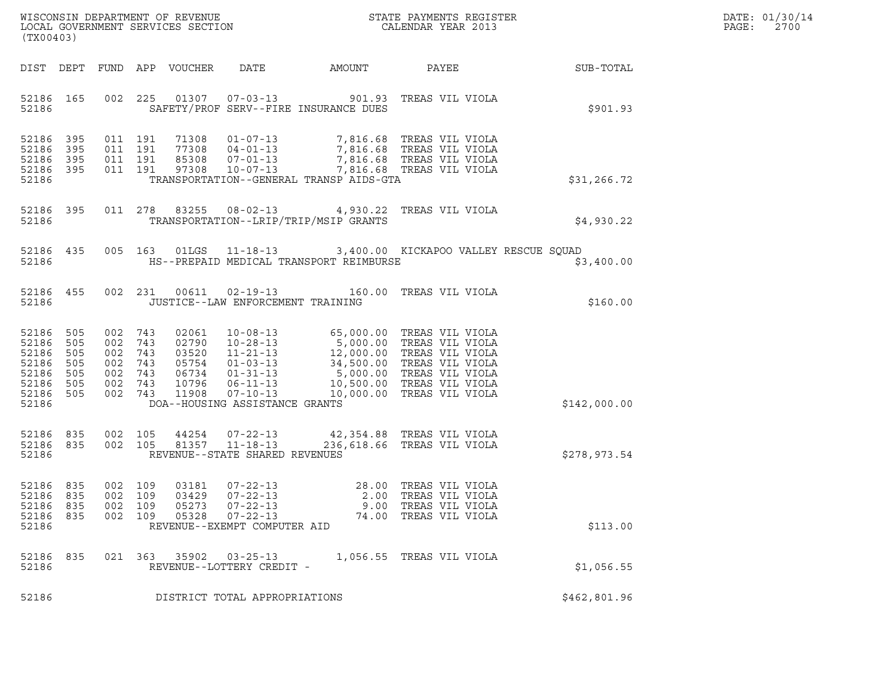WISCONSIN DEPARTMENT OF REVENUE
LOCAL GOVERNMENT SERVICES SECTION
(TX00403)

STATE PAYMENTS REGISTER
CALENDAR YEAR 2013

DATE: 01/30/14

| DIST | DEPT | FUND | APP | VOUCHER | DATE | AMOUNT | PAYEE | SUB-TOTAL |
|---|---|---|---|---|---|---|---|---|
| 52186 | 165 | 002 | 225 | 01307 | 07-03-13 | 901.93 | TREAS VIL VIOLA | |
| 52186 | | | | SAFETY/PROF SERV--FIRE INSURANCE DUES | | | | $901.93 |
| 52186 | 395 | 011 | 191 | 71308 | 01-07-13 | 7,816.68 | TREAS VIL VIOLA | |
| 52186 | 395 | 011 | 191 | 77308 | 04-01-13 | 7,816.68 | TREAS VIL VIOLA | |
| 52186 | 395 | 011 | 191 | 85308 | 07-01-13 | 7,816.68 | TREAS VIL VIOLA | |
| 52186 | 395 | 011 | 191 | 97308 | 10-07-13 | 7,816.68 | TREAS VIL VIOLA | |
| 52186 | | | | TRANSPORTATION--GENERAL TRANSP AIDS-GTA | | | | $31,266.72 |
| 52186 | 395 | 011 | 278 | 83255 | 08-02-13 | 4,930.22 | TREAS VIL VIOLA | |
| 52186 | | | | TRANSPORTATION--LRIP/TRIP/MSIP GRANTS | | | | $4,930.22 |
| 52186 | 435 | 005 | 163 | 01LGS | 11-18-13 | 3,400.00 | KICKAPOO VALLEY RESCUE SQUAD | |
| 52186 | | | | HS--PREPAID MEDICAL TRANSPORT REIMBURSE | | | | $3,400.00 |
| 52186 | 455 | 002 | 231 | 00611 | 02-19-13 | 160.00 | TREAS VIL VIOLA | |
| 52186 | | | | JUSTICE--LAW ENFORCEMENT TRAINING | | | | $160.00 |
| 52186 | 505 | 002 | 743 | 02061 | 10-08-13 | 65,000.00 | TREAS VIL VIOLA | |
| 52186 | 505 | 002 | 743 | 02790 | 10-28-13 | 5,000.00 | TREAS VIL VIOLA | |
| 52186 | 505 | 002 | 743 | 03520 | 11-21-13 | 12,000.00 | TREAS VIL VIOLA | |
| 52186 | 505 | 002 | 743 | 05754 | 01-03-13 | 34,500.00 | TREAS VIL VIOLA | |
| 52186 | 505 | 002 | 743 | 06734 | 01-31-13 | 5,000.00 | TREAS VIL VIOLA | |
| 52186 | 505 | 002 | 743 | 10796 | 06-11-13 | 10,500.00 | TREAS VIL VIOLA | |
| 52186 | 505 | 002 | 743 | 11908 | 07-10-13 | 10,000.00 | TREAS VIL VIOLA | |
| 52186 | | | | DOA--HOUSING ASSISTANCE GRANTS | | | | $142,000.00 |
| 52186 | 835 | 002 | 105 | 44254 | 07-22-13 | 42,354.88 | TREAS VIL VIOLA | |
| 52186 | 835 | 002 | 105 | 81357 | 11-18-13 | 236,618.66 | TREAS VIL VIOLA | |
| 52186 | | | | REVENUE--STATE SHARED REVENUES | | | | $278,973.54 |
| 52186 | 835 | 002 | 109 | 03181 | 07-22-13 | 28.00 | TREAS VIL VIOLA | |
| 52186 | 835 | 002 | 109 | 03429 | 07-22-13 | 2.00 | TREAS VIL VIOLA | |
| 52186 | 835 | 002 | 109 | 05273 | 07-22-13 | 9.00 | TREAS VIL VIOLA | |
| 52186 | 835 | 002 | 109 | 05328 | 07-22-13 | 74.00 | TREAS VIL VIOLA | |
| 52186 | | | | REVENUE--EXEMPT COMPUTER AID | | | | $113.00 |
| 52186 | 835 | 021 | 363 | 35902 | 03-25-13 | 1,056.55 | TREAS VIL VIOLA | |
| 52186 | | | | REVENUE--LOTTERY CREDIT - | | | | $1,056.55 |
| 52186 | | | | DISTRICT TOTAL APPROPRIATIONS | | | | $462,801.96 |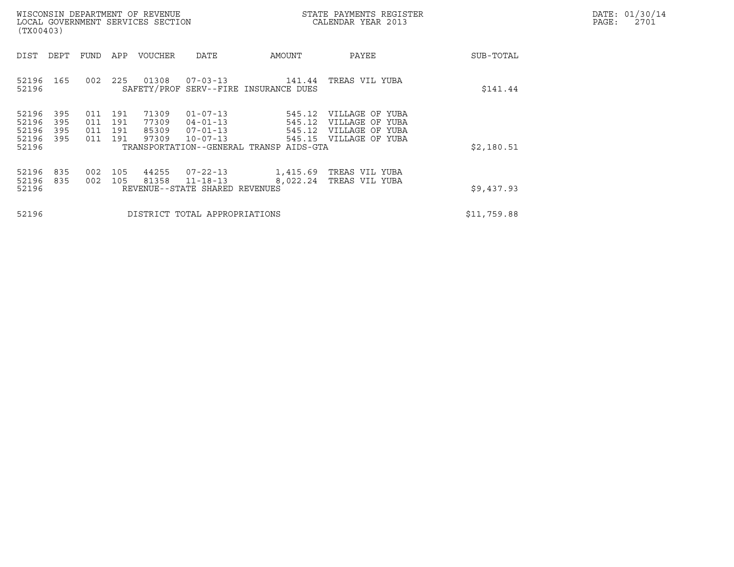WISCONSIN DEPARTMENT OF REVENUE
LOCAL GOVERNMENT SERVICES SECTION
(TX00403)

STATE PAYMENTS REGISTER
CALENDAR YEAR 2013

DATE: 01/30/14

| DIST | DEPT | FUND | APP | VOUCHER | DATE | AMOUNT | PAYEE | SUB-TOTAL |
|---|---|---|---|---|---|---|---|---|
| 52196 | 165 | 002 | 225 | 01308 | 07-03-13 | 141.44 | TREAS VIL YUBA | |
| 52196 | | | | SAFETY/PROF SERV--FIRE INSURANCE DUES | | | | $141.44 |
| 52196 | 395 | 011 | 191 | 71309 | 01-07-13 | 545.12 | VILLAGE OF YUBA | |
| 52196 | 395 | 011 | 191 | 77309 | 04-01-13 | 545.12 | VILLAGE OF YUBA | |
| 52196 | 395 | 011 | 191 | 85309 | 07-01-13 | 545.12 | VILLAGE OF YUBA | |
| 52196 | 395 | 011 | 191 | 97309 | 10-07-13 | 545.15 | VILLAGE OF YUBA | |
| 52196 | | | | TRANSPORTATION--GENERAL TRANSP AIDS-GTA | | | | $2,180.51 |
| 52196 | 835 | 002 | 105 | 44255 | 07-22-13 | 1,415.69 | TREAS VIL YUBA | |
| 52196 | 835 | 002 | 105 | 81358 | 11-18-13 | 8,022.24 | TREAS VIL YUBA | |
| 52196 | | | | REVENUE--STATE SHARED REVENUES | | | | $9,437.93 |
| 52196 | | | | DISTRICT TOTAL APPROPRIATIONS | | | | $11,759.88 |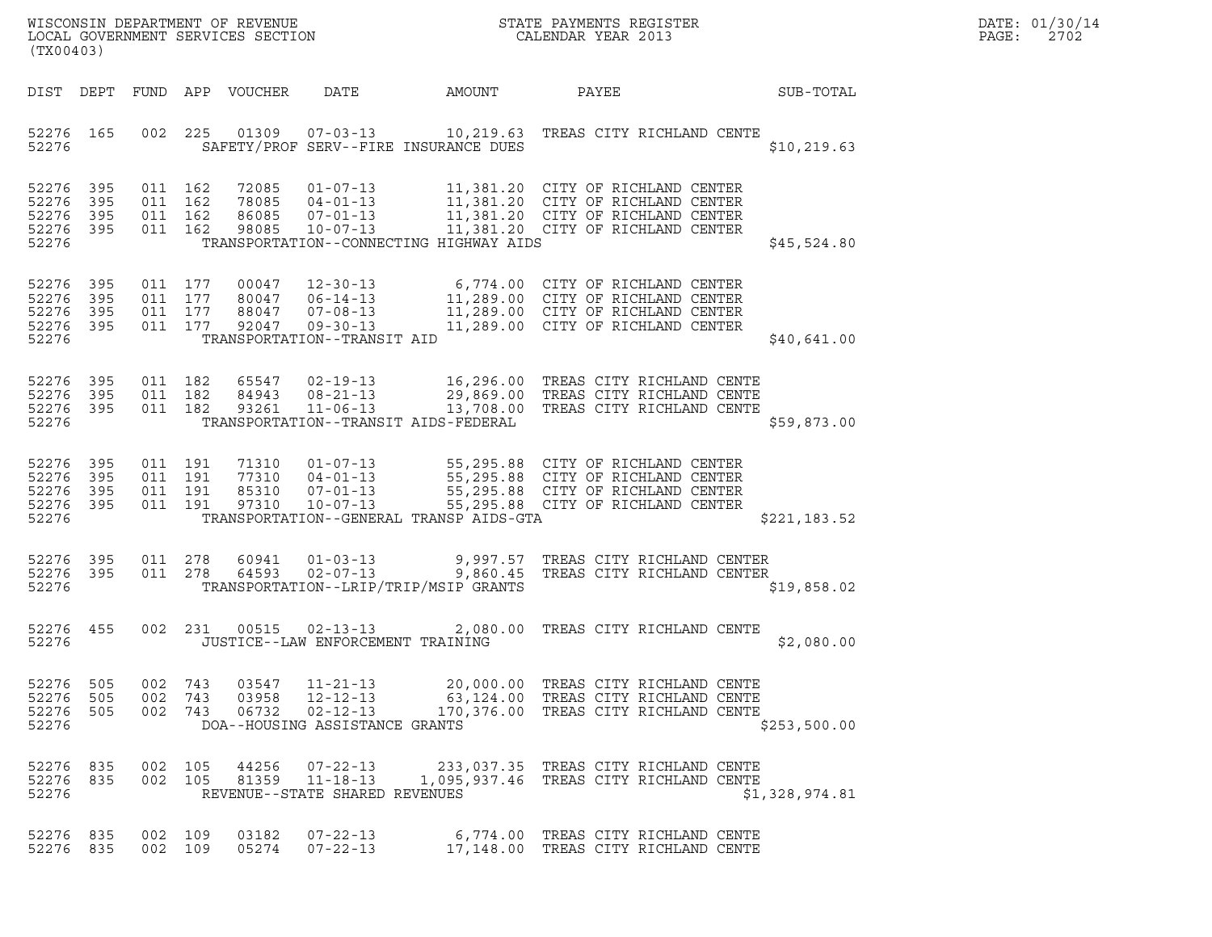WISCONSIN DEPARTMENT OF REVENUE
LOCAL GOVERNMENT SERVICES SECTION
(TX00403)

STATE PAYMENTS REGISTER
CALENDAR YEAR 2013

DATE: 01/30/14
PAGE: 2702

| DIST | DEPT | FUND | APP | VOUCHER | DATE | AMOUNT | PAYEE | SUB-TOTAL |
|---|---|---|---|---|---|---|---|---|
| 52276 | 165 | 002 | 225 | 01309 | 07-03-13 | 10,219.63 | TREAS CITY RICHLAND CENTE | |
| 52276 | | | | | SAFETY/PROF SERV--FIRE INSURANCE DUES | | | $10,219.63 |
| 52276 | 395 | 011 | 162 | 72085 | 01-07-13 | 11,381.20 | CITY OF RICHLAND CENTER | |
| 52276 | 395 | 011 | 162 | 78085 | 04-01-13 | 11,381.20 | CITY OF RICHLAND CENTER | |
| 52276 | 395 | 011 | 162 | 86085 | 07-01-13 | 11,381.20 | CITY OF RICHLAND CENTER | |
| 52276 | 395 | 011 | 162 | 98085 | 10-07-13 | 11,381.20 | CITY OF RICHLAND CENTER | |
| 52276 | | | | | TRANSPORTATION--CONNECTING HIGHWAY AIDS | | | $45,524.80 |
| 52276 | 395 | 011 | 177 | 00047 | 12-30-13 | 6,774.00 | CITY OF RICHLAND CENTER | |
| 52276 | 395 | 011 | 177 | 80047 | 06-14-13 | 11,289.00 | CITY OF RICHLAND CENTER | |
| 52276 | 395 | 011 | 177 | 88047 | 07-08-13 | 11,289.00 | CITY OF RICHLAND CENTER | |
| 52276 | 395 | 011 | 177 | 92047 | 09-30-13 | 11,289.00 | CITY OF RICHLAND CENTER | |
| 52276 | | | | | TRANSPORTATION--TRANSIT AID | | | $40,641.00 |
| 52276 | 395 | 011 | 182 | 65547 | 02-19-13 | 16,296.00 | TREAS CITY RICHLAND CENTE | |
| 52276 | 395 | 011 | 182 | 84943 | 08-21-13 | 29,869.00 | TREAS CITY RICHLAND CENTE | |
| 52276 | 395 | 011 | 182 | 93261 | 11-06-13 | 13,708.00 | TREAS CITY RICHLAND CENTE | |
| 52276 | | | | | TRANSPORTATION--TRANSIT AIDS-FEDERAL | | | $59,873.00 |
| 52276 | 395 | 011 | 191 | 71310 | 01-07-13 | 55,295.88 | CITY OF RICHLAND CENTER | |
| 52276 | 395 | 011 | 191 | 77310 | 04-01-13 | 55,295.88 | CITY OF RICHLAND CENTER | |
| 52276 | 395 | 011 | 191 | 85310 | 07-01-13 | 55,295.88 | CITY OF RICHLAND CENTER | |
| 52276 | 395 | 011 | 191 | 97310 | 10-07-13 | 55,295.88 | CITY OF RICHLAND CENTER | |
| 52276 | | | | | TRANSPORTATION--GENERAL TRANSP AIDS-GTA | | | $221,183.52 |
| 52276 | 395 | 011 | 278 | 60941 | 01-03-13 | 9,997.57 | TREAS CITY RICHLAND CENTER | |
| 52276 | 395 | 011 | 278 | 64593 | 02-07-13 | 9,860.45 | TREAS CITY RICHLAND CENTER | |
| 52276 | | | | | TRANSPORTATION--LRIP/TRIP/MSIP GRANTS | | | $19,858.02 |
| 52276 | 455 | 002 | 231 | 00515 | 02-13-13 | 2,080.00 | TREAS CITY RICHLAND CENTE | |
| 52276 | | | | | JUSTICE--LAW ENFORCEMENT TRAINING | | | $2,080.00 |
| 52276 | 505 | 002 | 743 | 03547 | 11-21-13 | 20,000.00 | TREAS CITY RICHLAND CENTE | |
| 52276 | 505 | 002 | 743 | 03958 | 12-12-13 | 63,124.00 | TREAS CITY RICHLAND CENTE | |
| 52276 | 505 | 002 | 743 | 06732 | 02-12-13 | 170,376.00 | TREAS CITY RICHLAND CENTE | |
| 52276 | | | | | DOA--HOUSING ASSISTANCE GRANTS | | | $253,500.00 |
| 52276 | 835 | 002 | 105 | 44256 | 07-22-13 | 233,037.35 | TREAS CITY RICHLAND CENTE | |
| 52276 | 835 | 002 | 105 | 81359 | 11-18-13 | 1,095,937.46 | TREAS CITY RICHLAND CENTE | |
| 52276 | | | | | REVENUE--STATE SHARED REVENUES | | | $1,328,974.81 |
| 52276 | 835 | 002 | 109 | 03182 | 07-22-13 | 6,774.00 | TREAS CITY RICHLAND CENTE | |
| 52276 | 835 | 002 | 109 | 05274 | 07-22-13 | 17,148.00 | TREAS CITY RICHLAND CENTE | |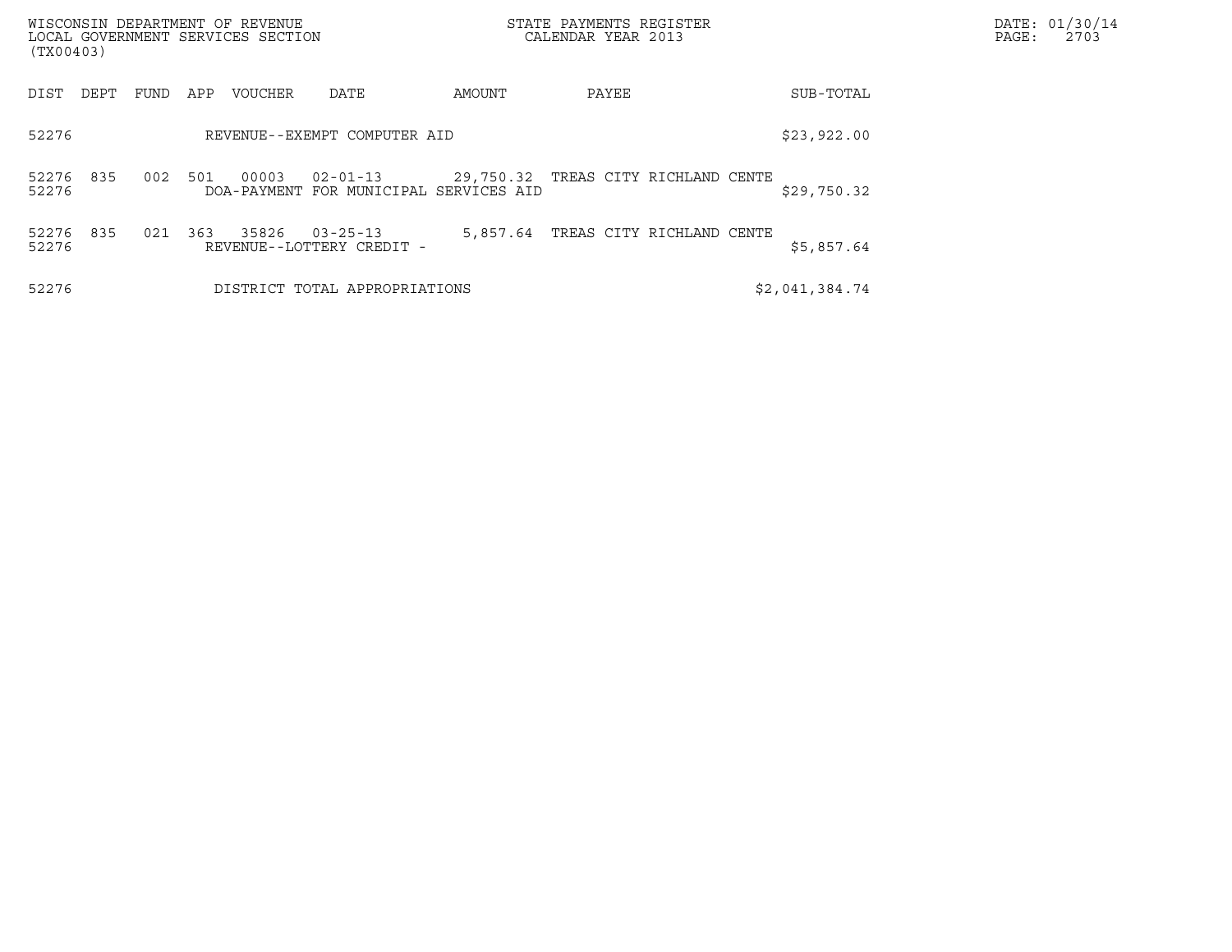WISCONSIN DEPARTMENT OF REVENUE
LOCAL GOVERNMENT SERVICES SECTION
(TX00403)

STATE PAYMENTS REGISTER
CALENDAR YEAR 2013

DATE: 01/30/14
PAGE: 2703

| DIST | DEPT | FUND | APP | VOUCHER | DATE | AMOUNT | PAYEE | SUB-TOTAL |
|---|---|---|---|---|---|---|---|---|
| 52276 | | | | REVENUE--EXEMPT COMPUTER AID | | | | $23,922.00 |
| 52276 | 835 | 002 | 501 | 00003 | 02-01-13 | 29,750.32 | TREAS CITY RICHLAND CENTE | |
| 52276 | | | | DOA-PAYMENT FOR MUNICIPAL SERVICES AID | | | | $29,750.32 |
| 52276 | 835 | 021 | 363 | 35826 | 03-25-13 | 5,857.64 | TREAS CITY RICHLAND CENTE | |
| 52276 | | | | REVENUE--LOTTERY CREDIT - | | | | $5,857.64 |
| 52276 | | | | DISTRICT TOTAL APPROPRIATIONS | | | | $2,041,384.74 |